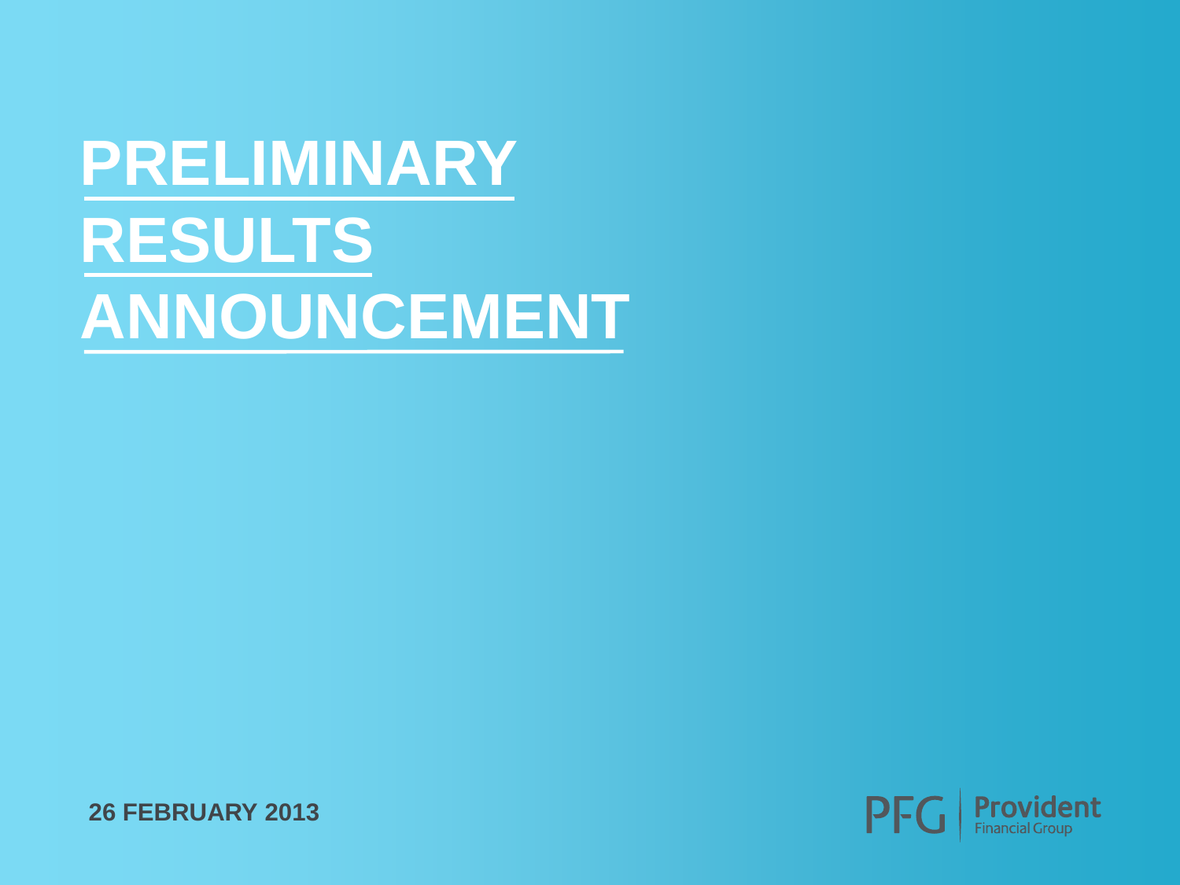# PRELIMINARY RESULTS ANNOUNCEMENT

**26 FEBRUARY 2013**

PFG | Provident Financial Group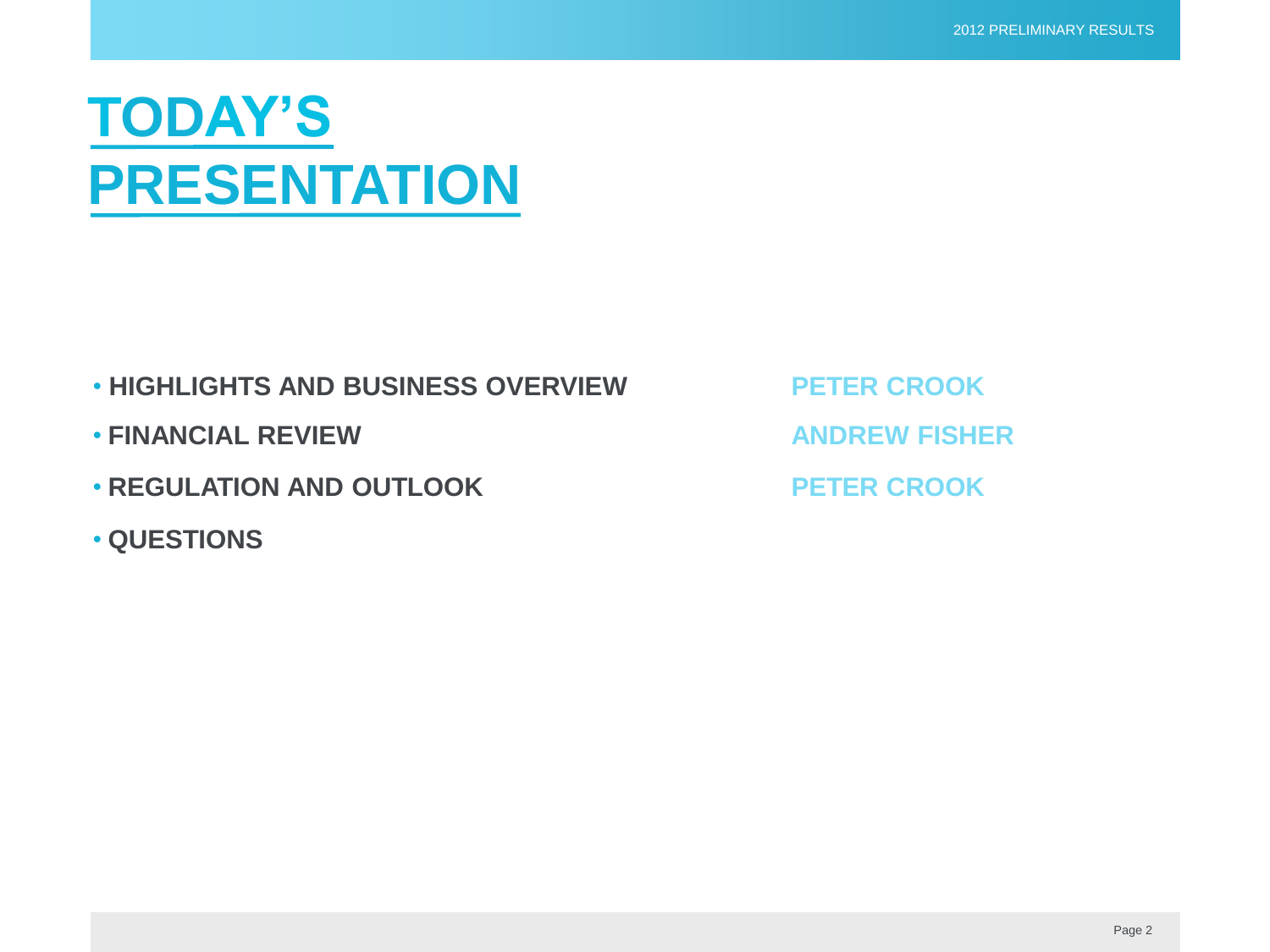# TODAY'S PRESENTATION

| | |
|---|---|
| • HIGHLIGHTS AND BUSINESS OVERVIEW | PETER CROOK |
| • FINANCIAL REVIEW | ANDREW FISHER |
| • REGULATION AND OUTLOOK | PETER CROOK |
| • QUESTIONS | |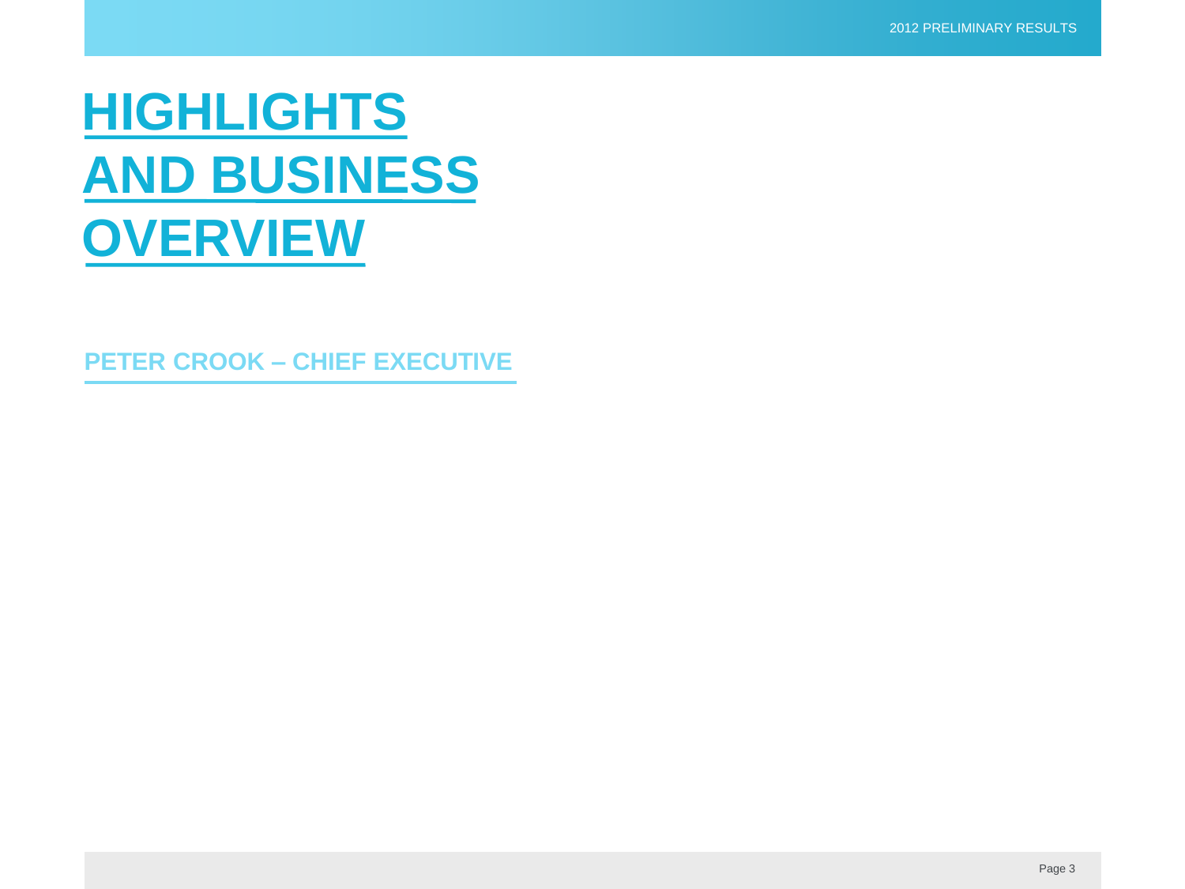# HIGHLIGHTS AND BUSINESS OVERVIEW

## PETER CROOK – CHIEF EXECUTIVE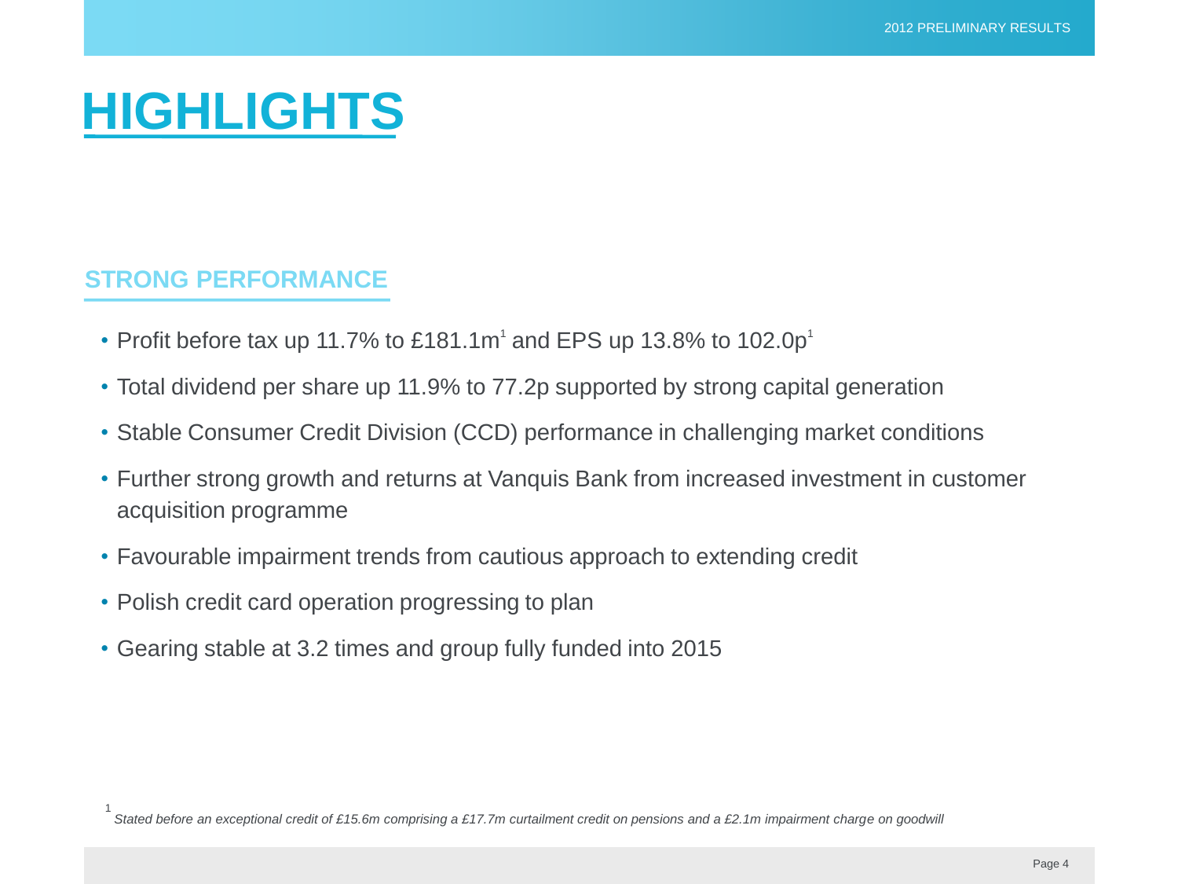# HIGHLIGHTS

## STRONG PERFORMANCE

- Profit before tax up 11.7% to £181.1m[1] and EPS up 13.8% to 102.0p[1]
- Total dividend per share up 11.9% to 77.2p supported by strong capital generation
- Stable Consumer Credit Division (CCD) performance in challenging market conditions
- Further strong growth and returns at Vanquis Bank from increased investment in customer acquisition programme
- Favourable impairment trends from cautious approach to extending credit
- Polish credit card operation progressing to plan
- Gearing stable at 3.2 times and group fully funded into 2015

[1] *Stated before an exceptional credit of £15.6m comprising a £17.7m curtailment credit on pensions and a £2.1m impairment charge on goodwill*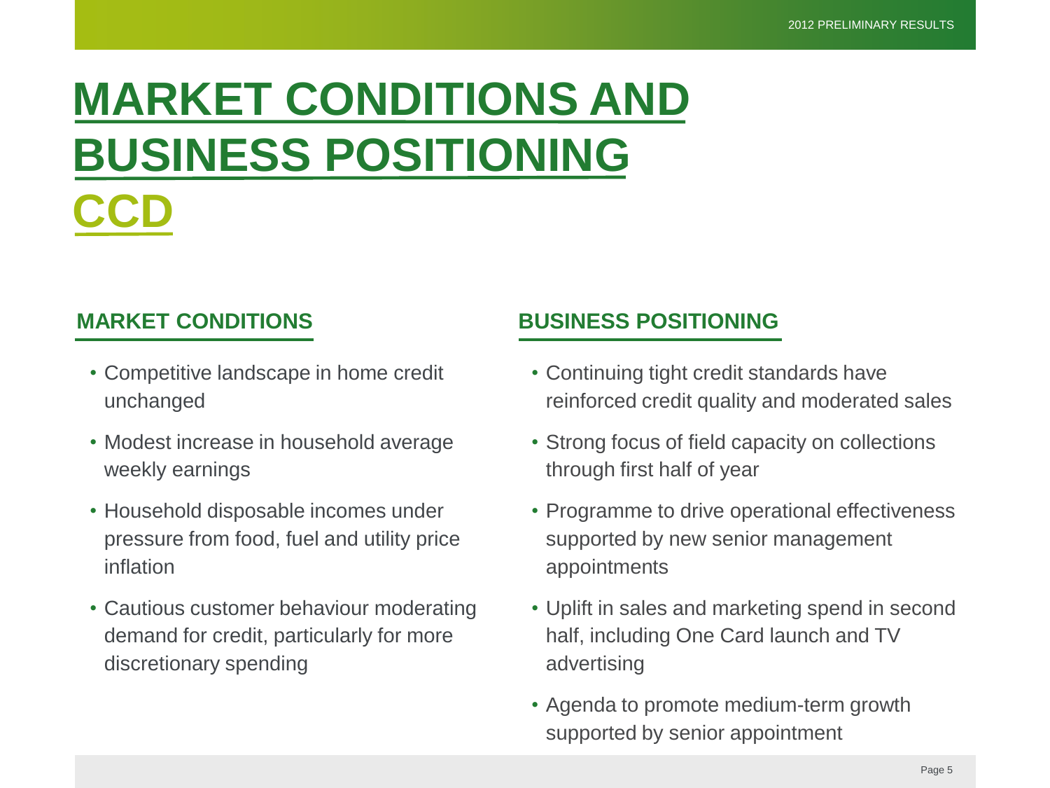# MARKET CONDITIONS AND BUSINESS POSITIONING

## CCD

### MARKET CONDITIONS

- Competitive landscape in home credit unchanged
- Modest increase in household average weekly earnings
- Household disposable incomes under pressure from food, fuel and utility price inflation
- Cautious customer behaviour moderating demand for credit, particularly for more discretionary spending

### BUSINESS POSITIONING

- Continuing tight credit standards have reinforced credit quality and moderated sales
- Strong focus of field capacity on collections through first half of year
- Programme to drive operational effectiveness supported by new senior management appointments
- Uplift in sales and marketing spend in second half, including One Card launch and TV advertising
- Agenda to promote medium-term growth supported by senior appointment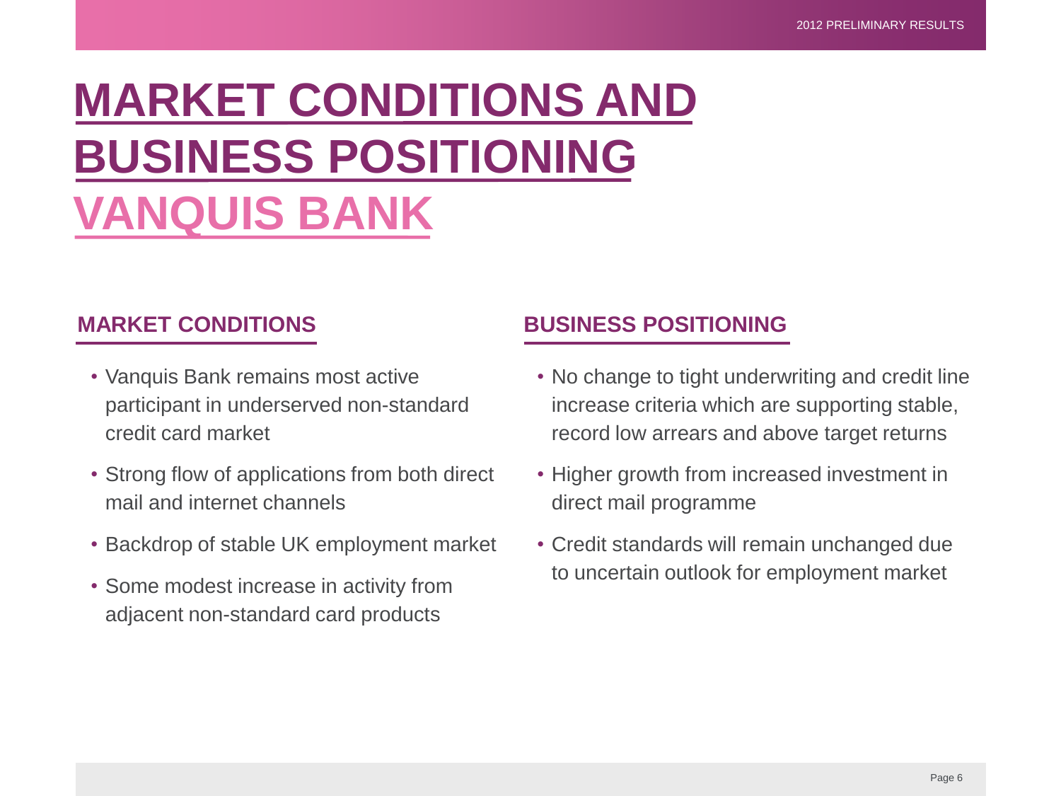# MARKET CONDITIONS AND BUSINESS POSITIONING
## VANQUIS BANK

### MARKET CONDITIONS

- Vanquis Bank remains most active participant in underserved non-standard credit card market
- Strong flow of applications from both direct mail and internet channels
- Backdrop of stable UK employment market
- Some modest increase in activity from adjacent non-standard card products

### BUSINESS POSITIONING

- No change to tight underwriting and credit line increase criteria which are supporting stable, record low arrears and above target returns
- Higher growth from increased investment in direct mail programme
- Credit standards will remain unchanged due to uncertain outlook for employment market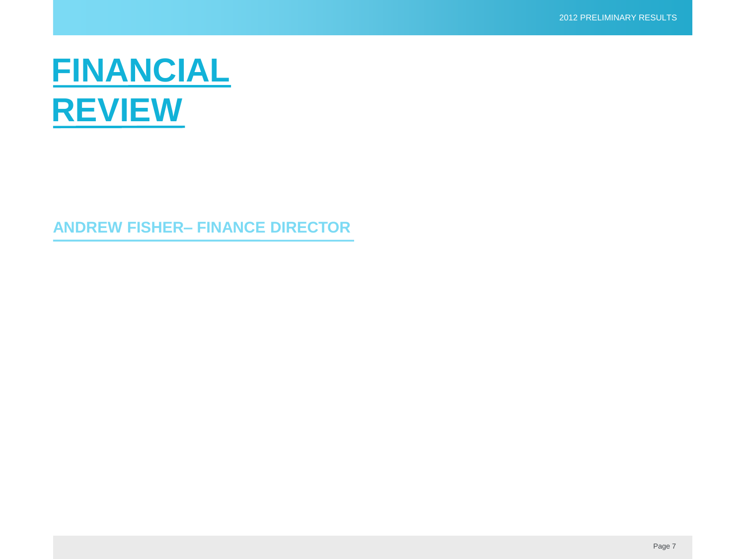# FINANCIAL REVIEW

## ANDREW FISHER– FINANCE DIRECTOR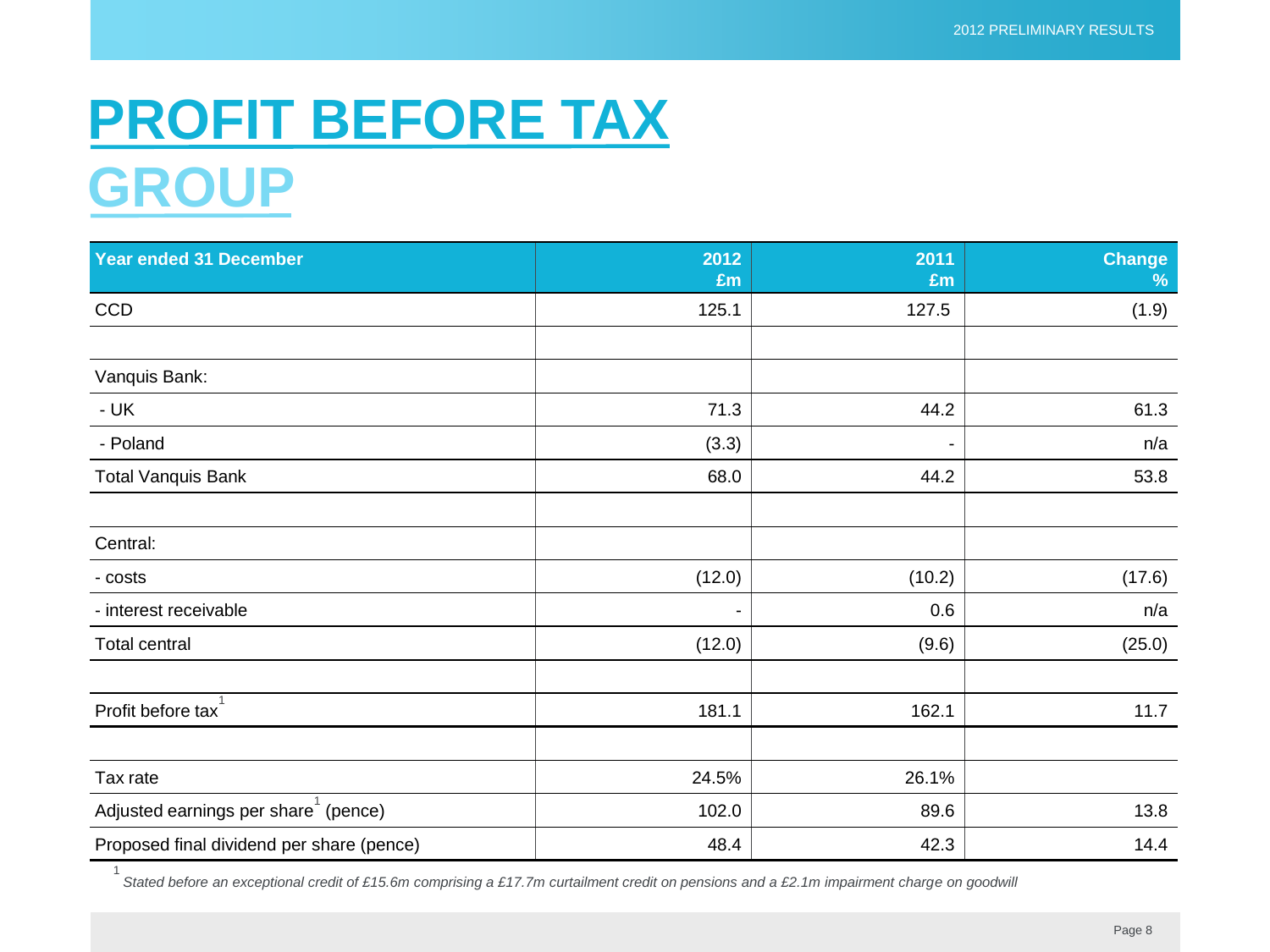# PROFIT BEFORE TAX

## GROUP

| Year ended 31 December | 2012 £m | 2011 £m | Change % |
|---|---|---|---|
| CCD | 125.1 | 127.5 | (1.9) |
| | | | |
| Vanquis Bank: | | | |
| - UK | 71.3 | 44.2 | 61.3 |
| - Poland | (3.3) | - | n/a |
| Total Vanquis Bank | 68.0 | 44.2 | 53.8 |
| | | | |
| Central: | | | |
| - costs | (12.0) | (10.2) | (17.6) |
| - interest receivable | - | 0.6 | n/a |
| Total central | (12.0) | (9.6) | (25.0) |
| | | | |
| Profit before tax[1] | 181.1 | 162.1 | 11.7 |
| | | | |
| Tax rate | 24.5% | 26.1% | |
| Adjusted earnings per share[1] (pence) | 102.0 | 89.6 | 13.8 |
| Proposed final dividend per share (pence) | 48.4 | 42.3 | 14.4 |

[1] *Stated before an exceptional credit of £15.6m comprising a £17.7m curtailment credit on pensions and a £2.1m impairment charge on goodwill*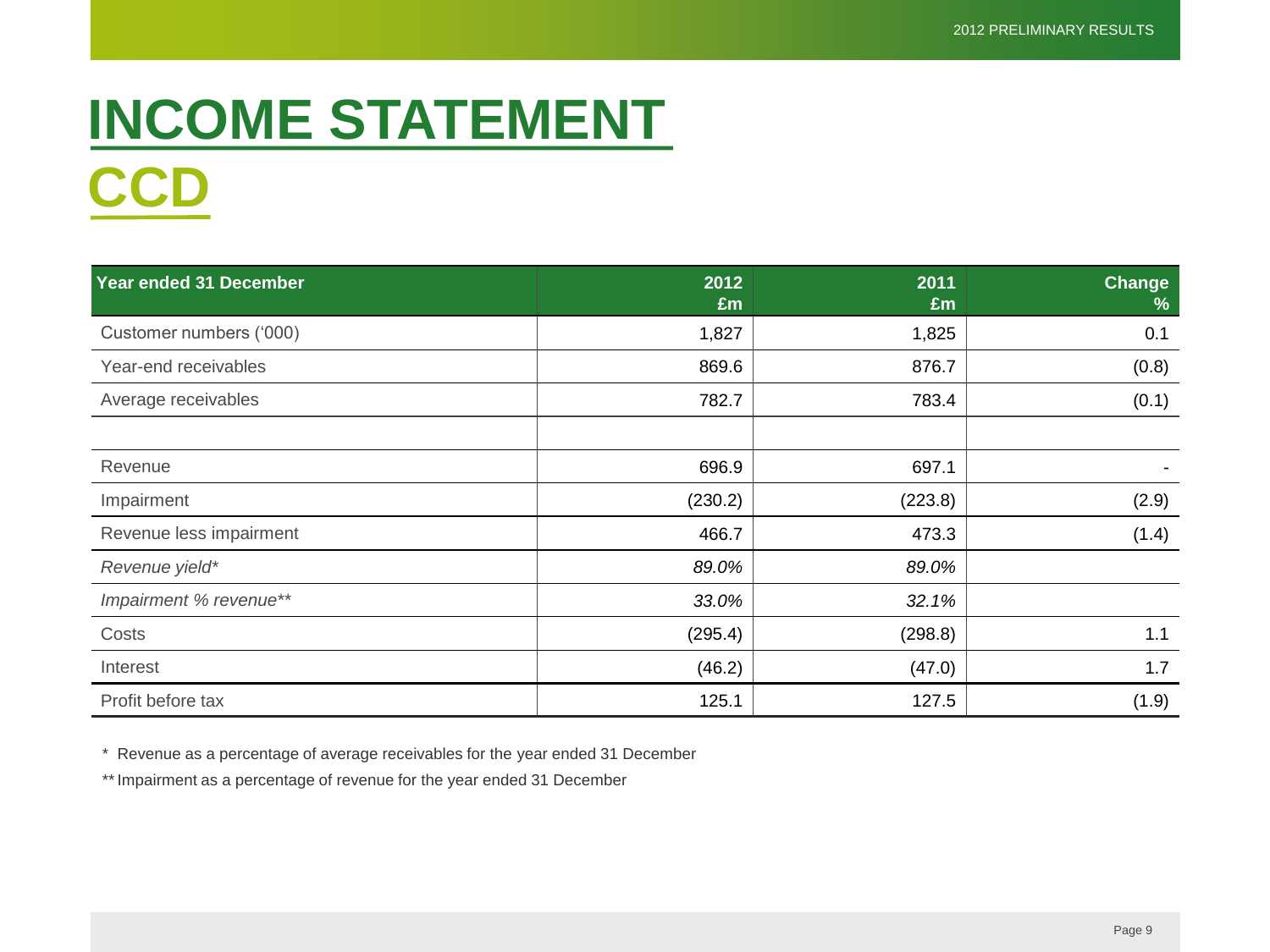# INCOME STATEMENT

## CCD

| Year ended 31 December | 2012 £m | 2011 £m | Change % |
|---|---|---|---|
| Customer numbers ('000) | 1,827 | 1,825 | 0.1 |
| Year-end receivables | 869.6 | 876.7 | (0.8) |
| Average receivables | 782.7 | 783.4 | (0.1) |
| | | | |
| Revenue | 696.9 | 697.1 | - |
| Impairment | (230.2) | (223.8) | (2.9) |
| Revenue less impairment | 466.7 | 473.3 | (1.4) |
| *Revenue yield** | *89.0%* | *89.0%* | |
| *Impairment % revenue*** | *33.0%* | *32.1%* | |
| Costs | (295.4) | (298.8) | 1.1 |
| Interest | (46.2) | (47.0) | 1.7 |
| Profit before tax | 125.1 | 127.5 | (1.9) |

\* Revenue as a percentage of average receivables for the year ended 31 December

** Impairment as a percentage of revenue for the year ended 31 December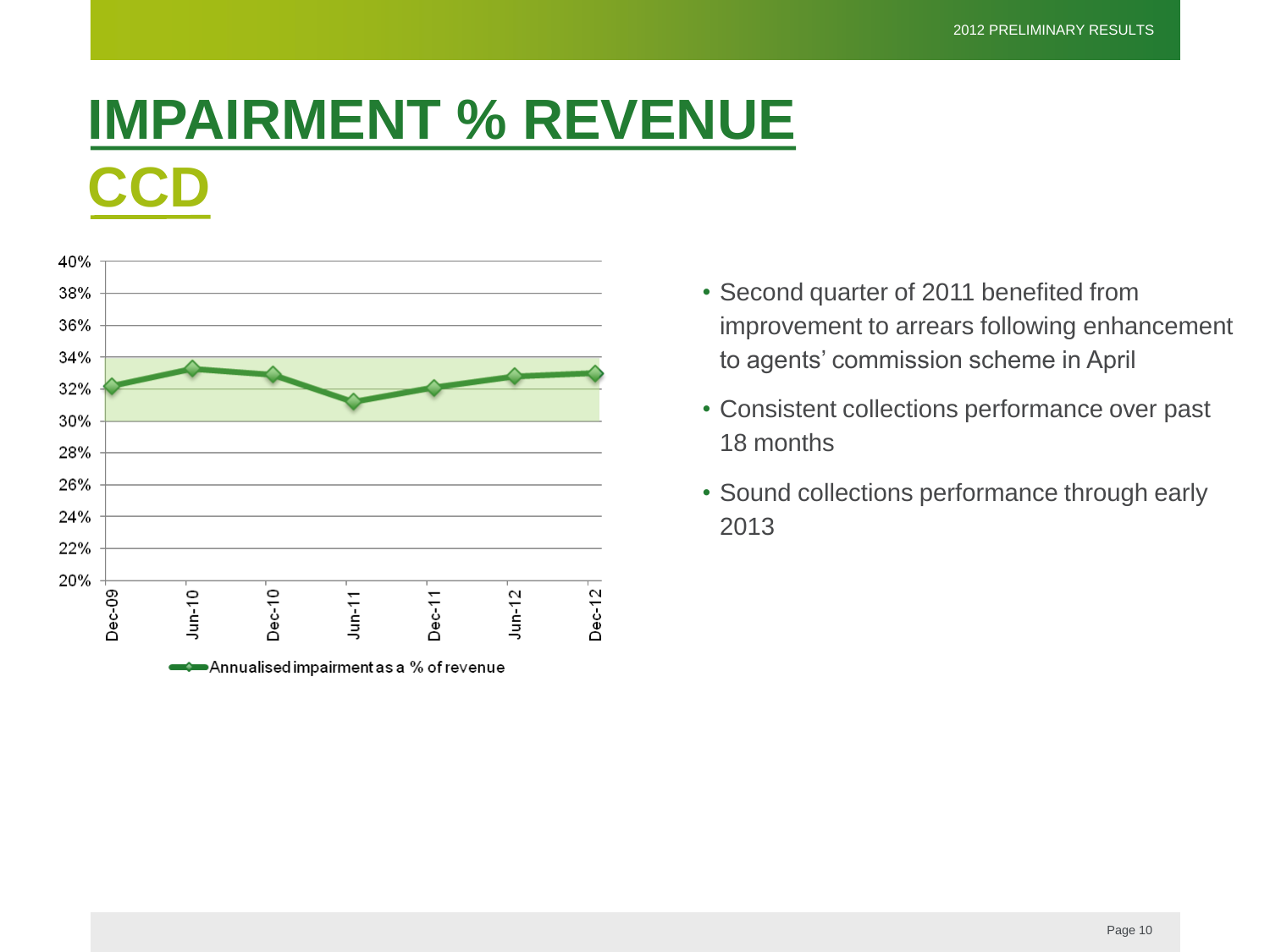# IMPAIRMENT % REVENUE

## CCD

- Second quarter of 2011 benefited from improvement to arrears following enhancement to agents' commission scheme in April
- Consistent collections performance over past 18 months
- Sound collections performance through early 2013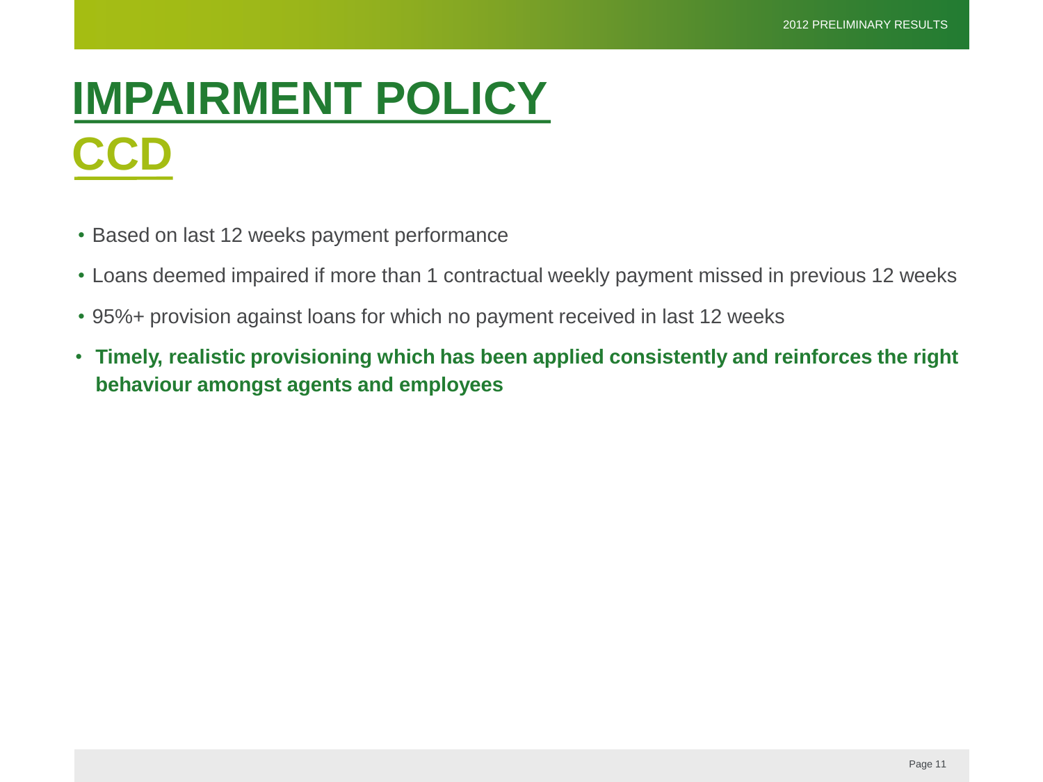# IMPAIRMENT POLICY

## CCD

- Based on last 12 weeks payment performance
- Loans deemed impaired if more than 1 contractual weekly payment missed in previous 12 weeks
- 95%+ provision against loans for which no payment received in last 12 weeks
- **Timely, realistic provisioning which has been applied consistently and reinforces the right behaviour amongst agents and employees**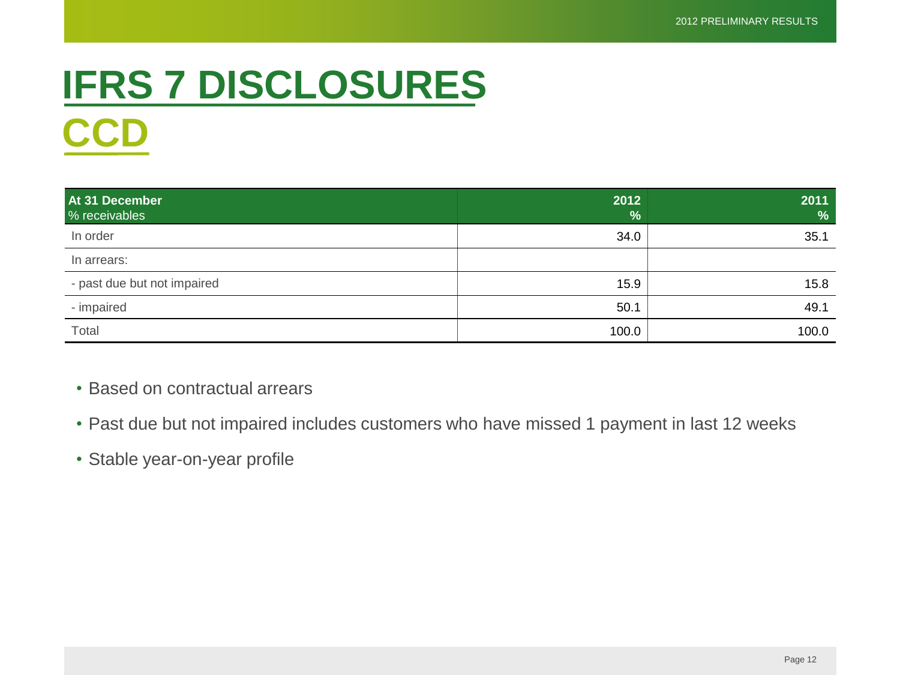# IFRS 7 DISCLOSURES

## CCD

| At 31 December<br>% receivables | 2012<br>% | 2011<br>% |
|---|---|---|
| In order | 34.0 | 35.1 |
| In arrears: | | |
| - past due but not impaired | 15.9 | 15.8 |
| - impaired | 50.1 | 49.1 |
| Total | 100.0 | 100.0 |

- Based on contractual arrears
- Past due but not impaired includes customers who have missed 1 payment in last 12 weeks
- Stable year-on-year profile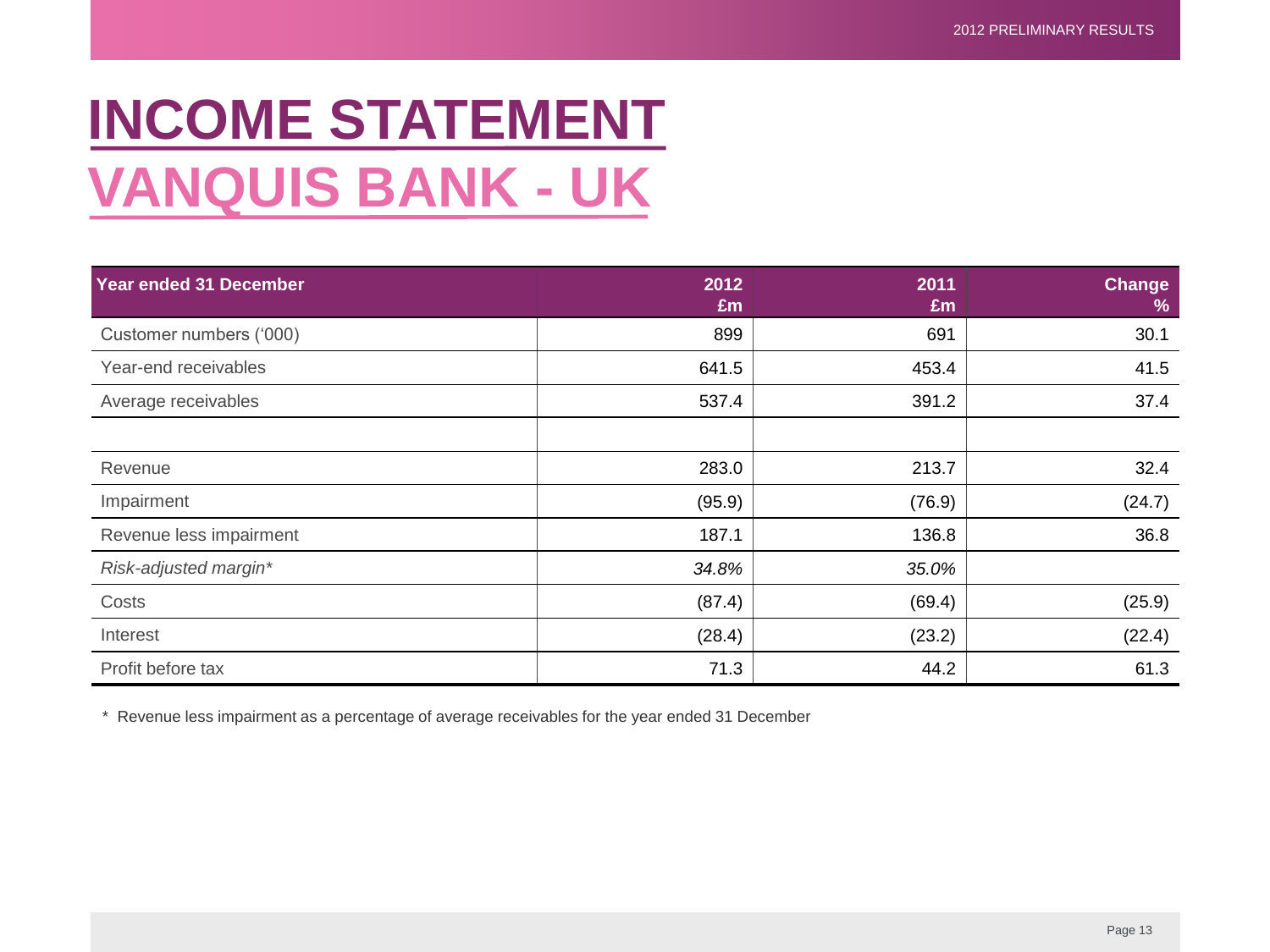# INCOME STATEMENT
## VANQUIS BANK - UK

| Year ended 31 December | 2012 £m | 2011 £m | Change % |
|---|---|---|---|
| Customer numbers ('000) | 899 | 691 | 30.1 |
| Year-end receivables | 641.5 | 453.4 | 41.5 |
| Average receivables | 537.4 | 391.2 | 37.4 |
| | | | |
| Revenue | 283.0 | 213.7 | 32.4 |
| Impairment | (95.9) | (76.9) | (24.7) |
| Revenue less impairment | 187.1 | 136.8 | 36.8 |
| *Risk-adjusted margin** | *34.8%* | *35.0%* | |
| Costs | (87.4) | (69.4) | (25.9) |
| Interest | (28.4) | (23.2) | (22.4) |
| Profit before tax | 71.3 | 44.2 | 61.3 |

\* Revenue less impairment as a percentage of average receivables for the year ended 31 December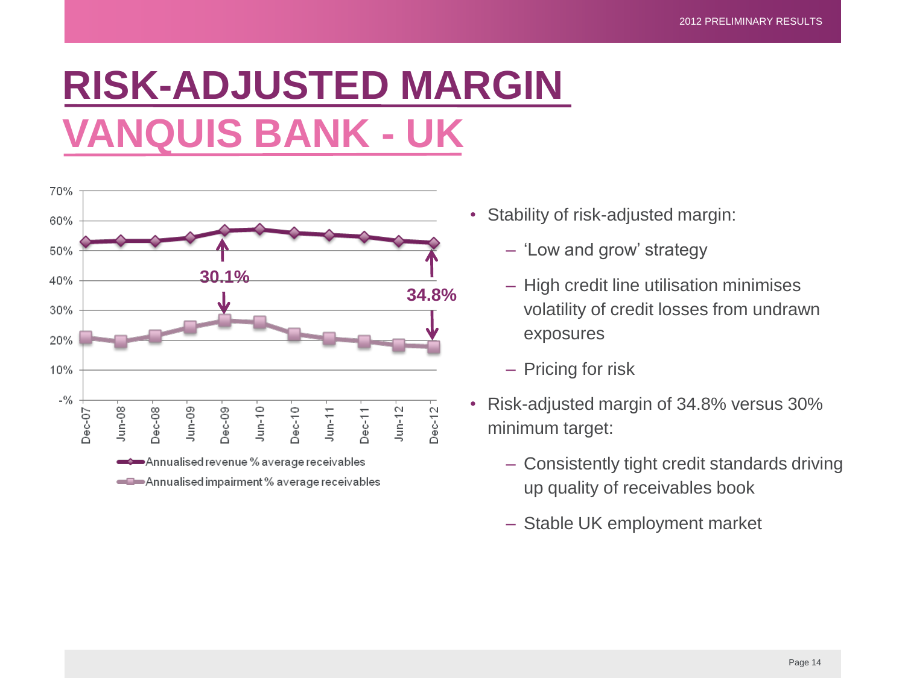# RISK-ADJUSTED MARGIN

## VANQUIS BANK - UK

70%
60%
50%
40%
30%
20%
10%
-%

Dec-07 Jun-08 Dec-08 Jun-09 Dec-09 Jun-10 Dec-10 Jun-11 Dec-11 Jun-12 Dec-12

30.1%

34.8%

Annualised revenue % average receivables

Annualised impairment % average receivables

- Stability of risk-adjusted margin:
  - ‘Low and grow’ strategy
  - High credit line utilisation minimises volatility of credit losses from undrawn exposures
  - Pricing for risk
- Risk-adjusted margin of 34.8% versus 30% minimum target:
  - Consistently tight credit standards driving up quality of receivables book
  - Stable UK employment market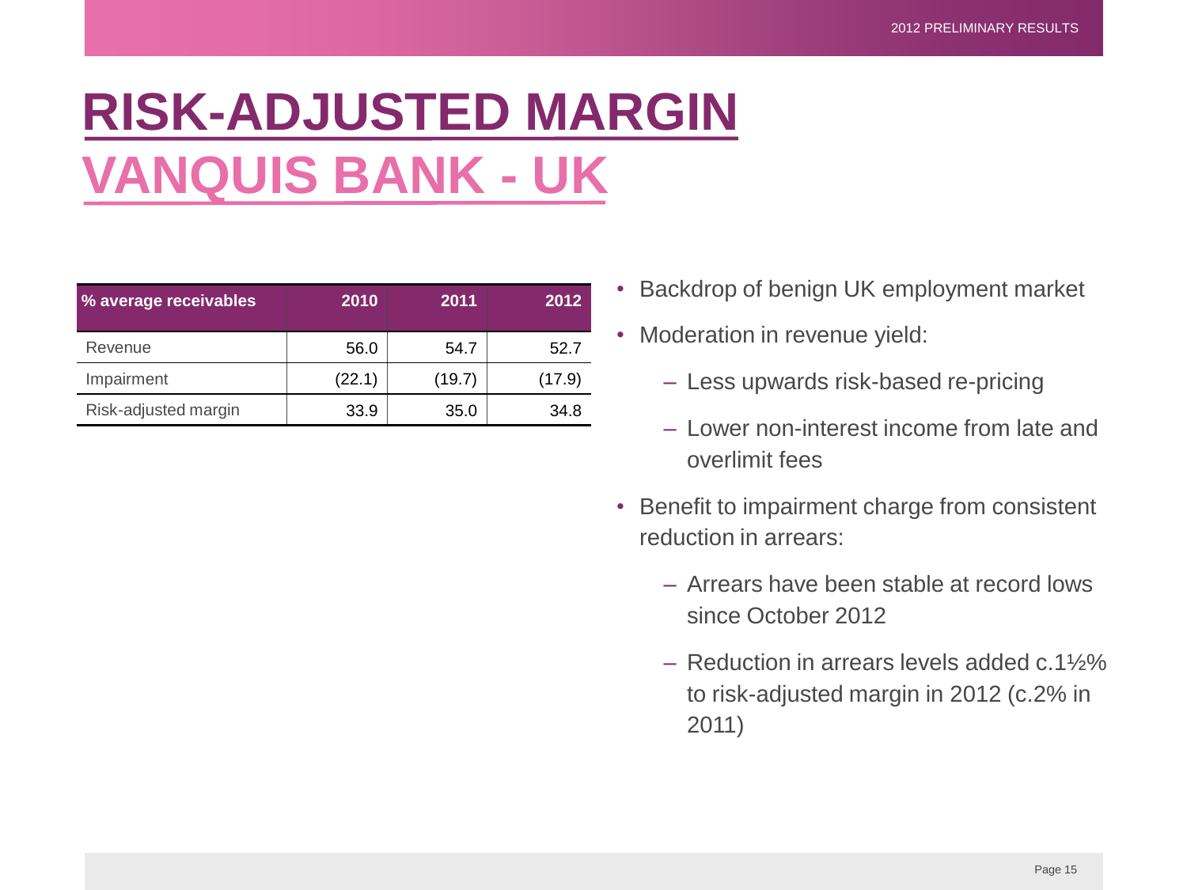# RISK-ADJUSTED MARGIN

## VANQUIS BANK - UK

| % average receivables | 2010 | 2011 | 2012 |
|---|---|---|---|
| Revenue | 56.0 | 54.7 | 52.7 |
| Impairment | (22.1) | (19.7) | (17.9) |
| Risk-adjusted margin | 33.9 | 35.0 | 34.8 |

- Backdrop of benign UK employment market
- Moderation in revenue yield:
  - Less upwards risk-based re-pricing
  - Lower non-interest income from late and overlimit fees
- Benefit to impairment charge from consistent reduction in arrears:
  - Arrears have been stable at record lows since October 2012
  - Reduction in arrears levels added c.1½% to risk-adjusted margin in 2012 (c.2% in 2011)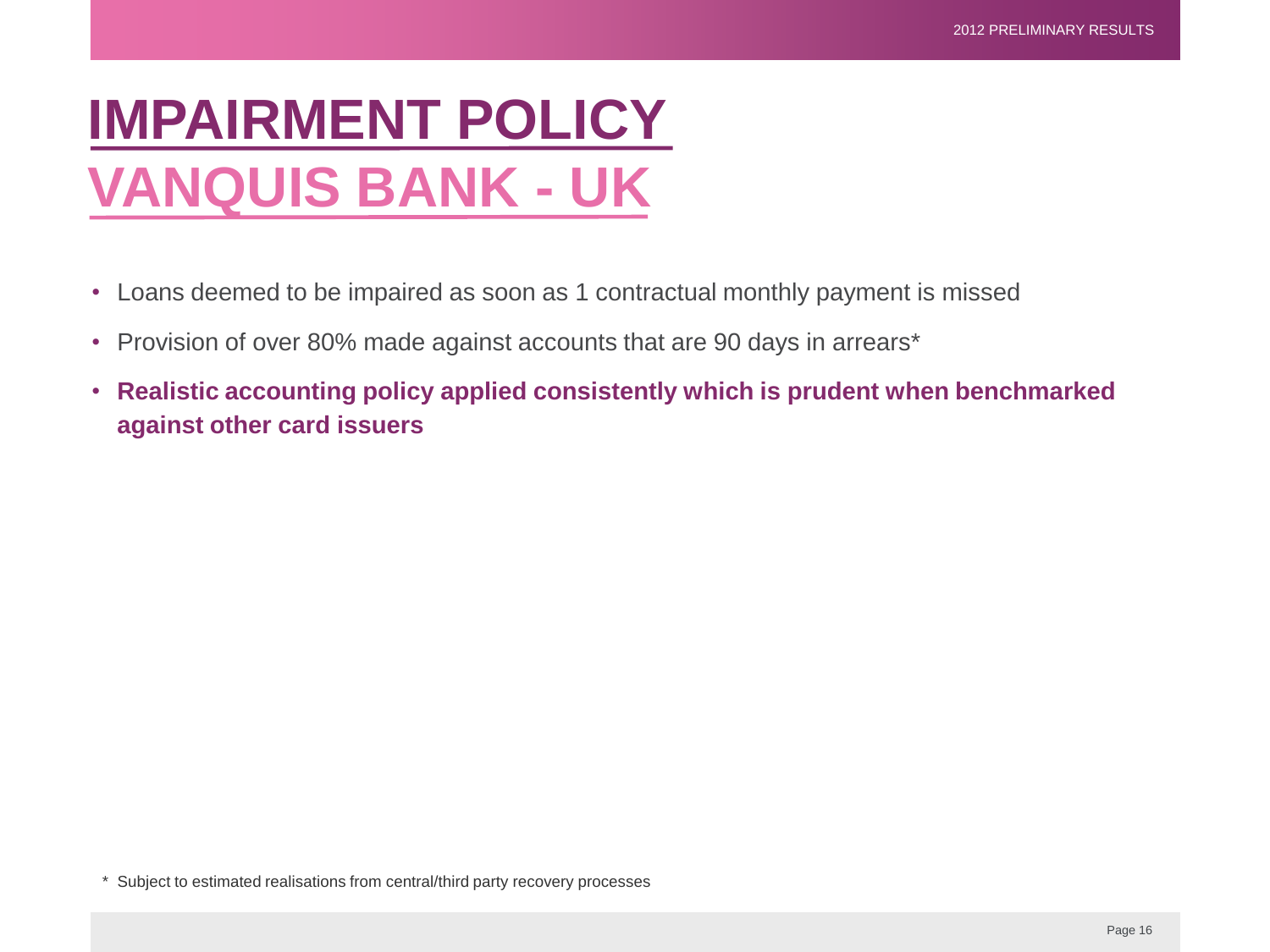# IMPAIRMENT POLICY

## VANQUIS BANK - UK

- Loans deemed to be impaired as soon as 1 contractual monthly payment is missed
- Provision of over 80% made against accounts that are 90 days in arrears*
- **Realistic accounting policy applied consistently which is prudent when benchmarked against other card issuers**

* Subject to estimated realisations from central/third party recovery processes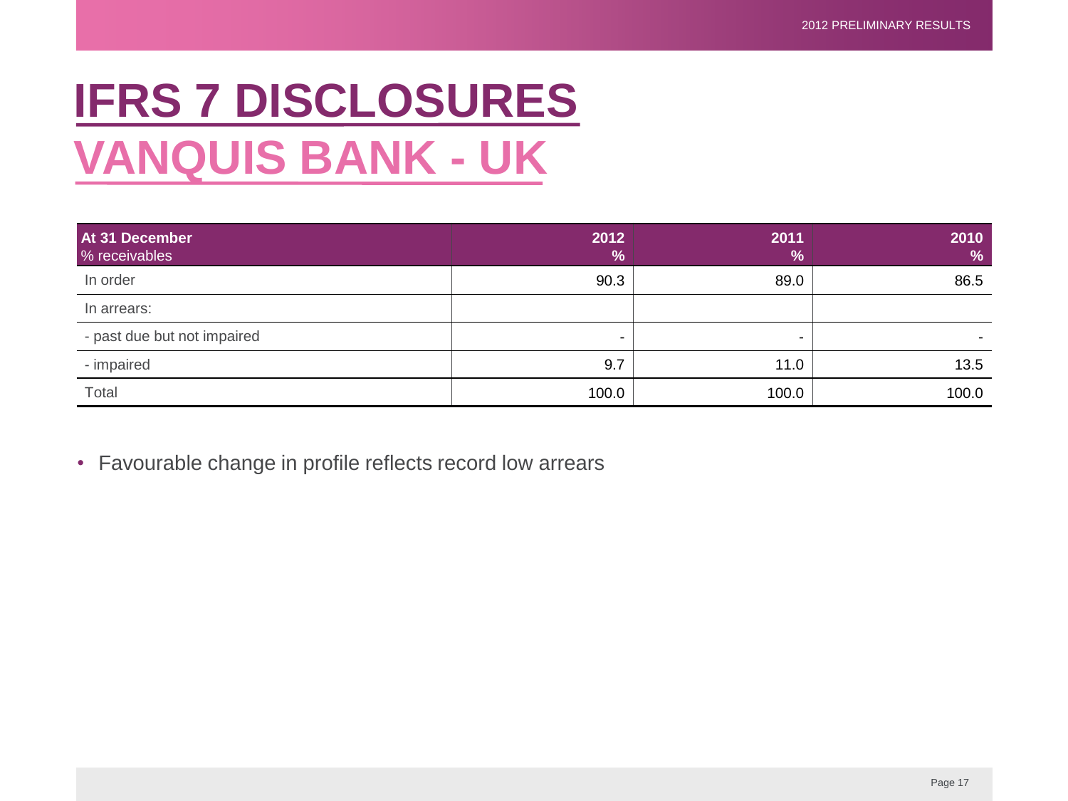# IFRS 7 DISCLOSURES

## VANQUIS BANK - UK

| At 31 December<br>% receivables | 2012<br>% | 2011<br>% | 2010<br>% |
|---|---|---|---|
| In order | 90.3 | 89.0 | 86.5 |
| In arrears: | | | |
| - past due but not impaired | - | - | - |
| - impaired | 9.7 | 11.0 | 13.5 |
| Total | 100.0 | 100.0 | 100.0 |

- Favourable change in profile reflects record low arrears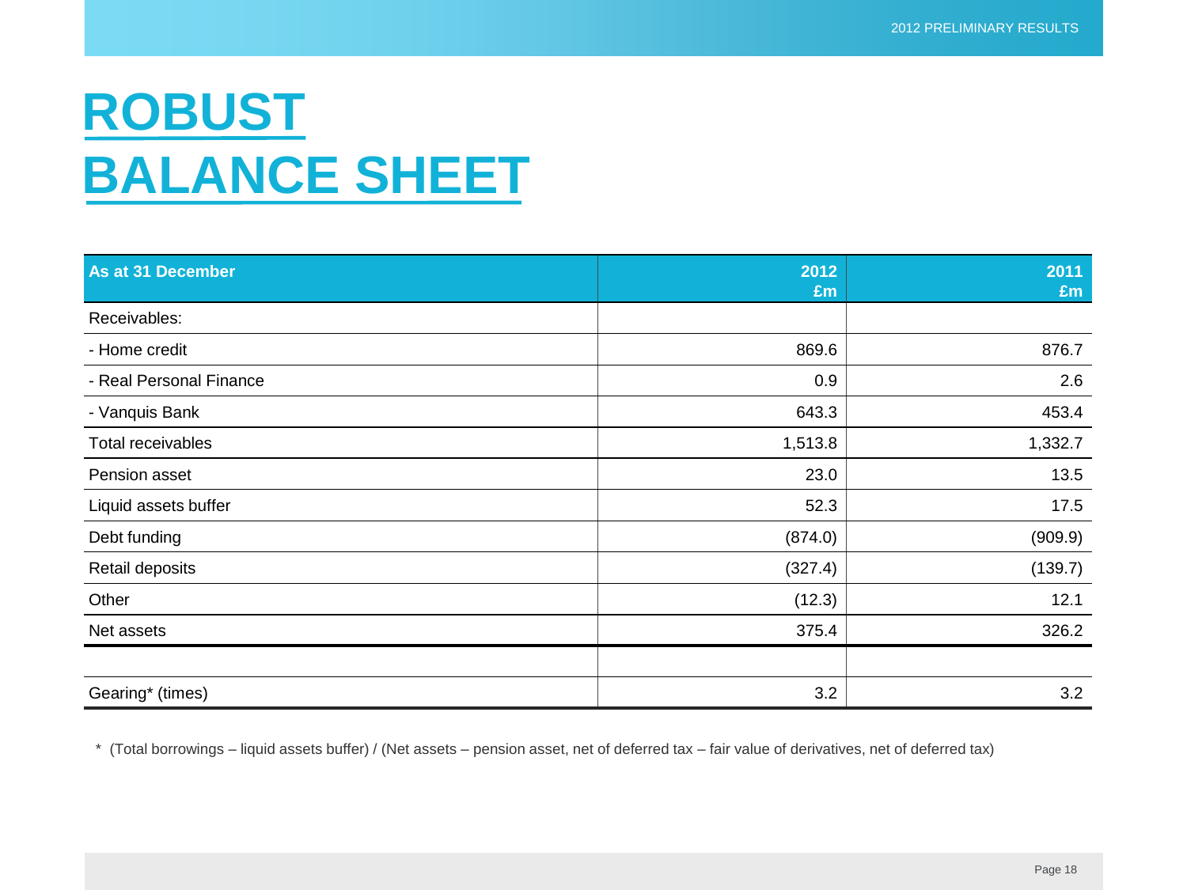# ROBUST BALANCE SHEET

| As at 31 December | 2012 £m | 2011 £m |
|---|---|---|
| Receivables: | | |
| - Home credit | 869.6 | 876.7 |
| - Real Personal Finance | 0.9 | 2.6 |
| - Vanquis Bank | 643.3 | 453.4 |
| Total receivables | 1,513.8 | 1,332.7 |
| Pension asset | 23.0 | 13.5 |
| Liquid assets buffer | 52.3 | 17.5 |
| Debt funding | (874.0) | (909.9) |
| Retail deposits | (327.4) | (139.7) |
| Other | (12.3) | 12.1 |
| Net assets | 375.4 | 326.2 |
| | | |
| Gearing* (times) | 3.2 | 3.2 |

* (Total borrowings – liquid assets buffer) / (Net assets – pension asset, net of deferred tax – fair value of derivatives, net of deferred tax)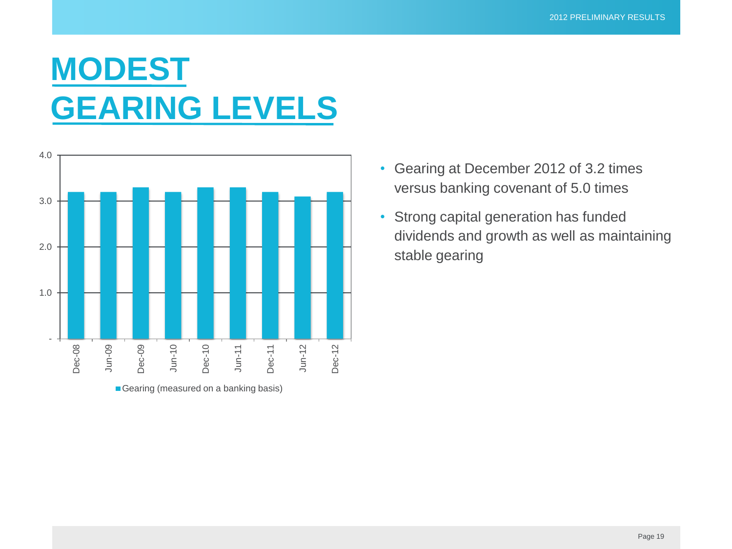# MODEST GEARING LEVELS

| | Gearing (measured on a banking basis) |
|---|---|
| Dec-08 | 3.2 |
| Jun-09 | 3.2 |
| Dec-09 | 3.3 |
| Jun-10 | 3.2 |
| Dec-10 | 3.3 |
| Jun-11 | 3.3 |
| Dec-11 | 3.2 |
| Jun-12 | 3.1 |
| Dec-12 | 3.2 |

- Gearing at December 2012 of 3.2 times versus banking covenant of 5.0 times
- Strong capital generation has funded dividends and growth as well as maintaining stable gearing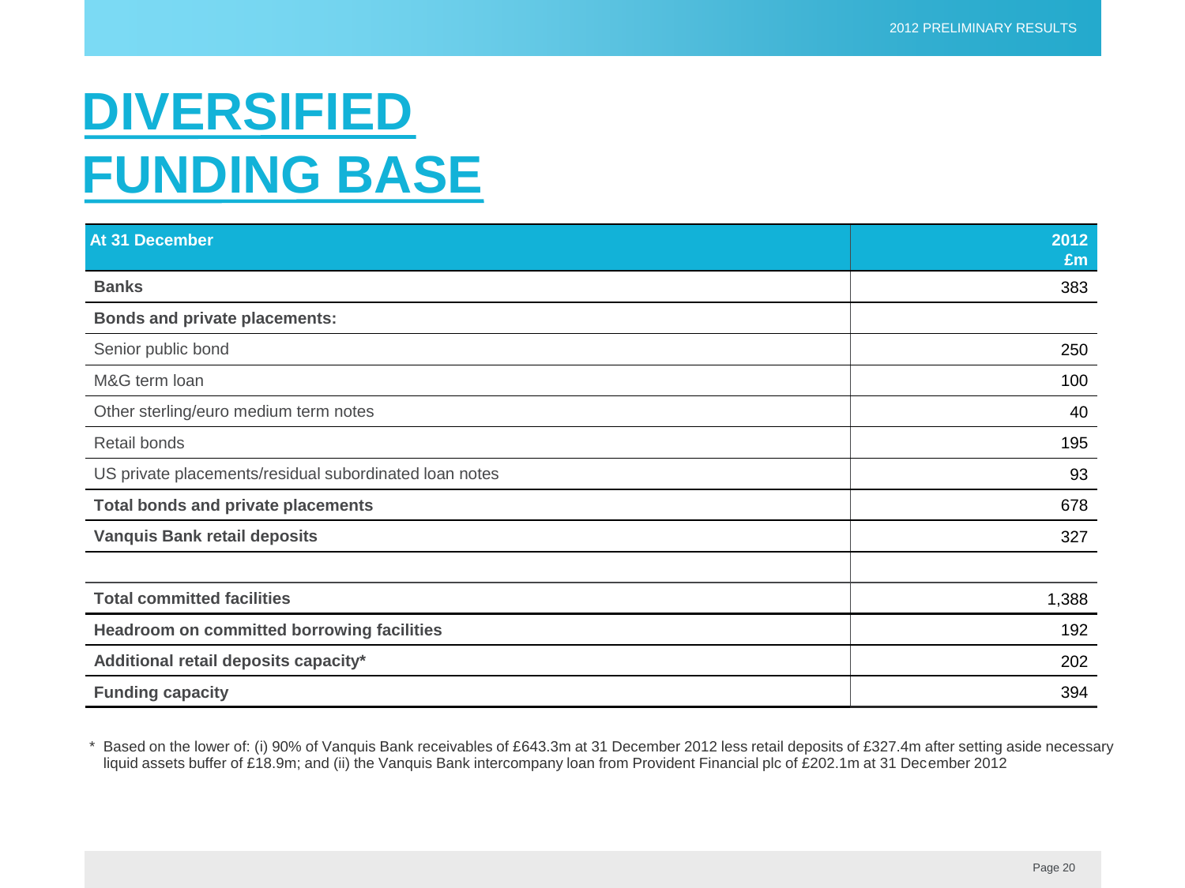# DIVERSIFIED FUNDING BASE

| At 31 December | 2012 £m |
|---|---:|
| **Banks** | 383 |
| **Bonds and private placements:** | |
| Senior public bond | 250 |
| M&G term loan | 100 |
| Other sterling/euro medium term notes | 40 |
| Retail bonds | 195 |
| US private placements/residual subordinated loan notes | 93 |
| **Total bonds and private placements** | 678 |
| **Vanquis Bank retail deposits** | 327 |
| | |
| **Total committed facilities** | 1,388 |
| **Headroom on committed borrowing facilities** | 192 |
| **Additional retail deposits capacity*** | 202 |
| **Funding capacity** | 394 |

* Based on the lower of: (i) 90% of Vanquis Bank receivables of £643.3m at 31 December 2012 less retail deposits of £327.4m after setting aside necessary liquid assets buffer of £18.9m; and (ii) the Vanquis Bank intercompany loan from Provident Financial plc of £202.1m at 31 December 2012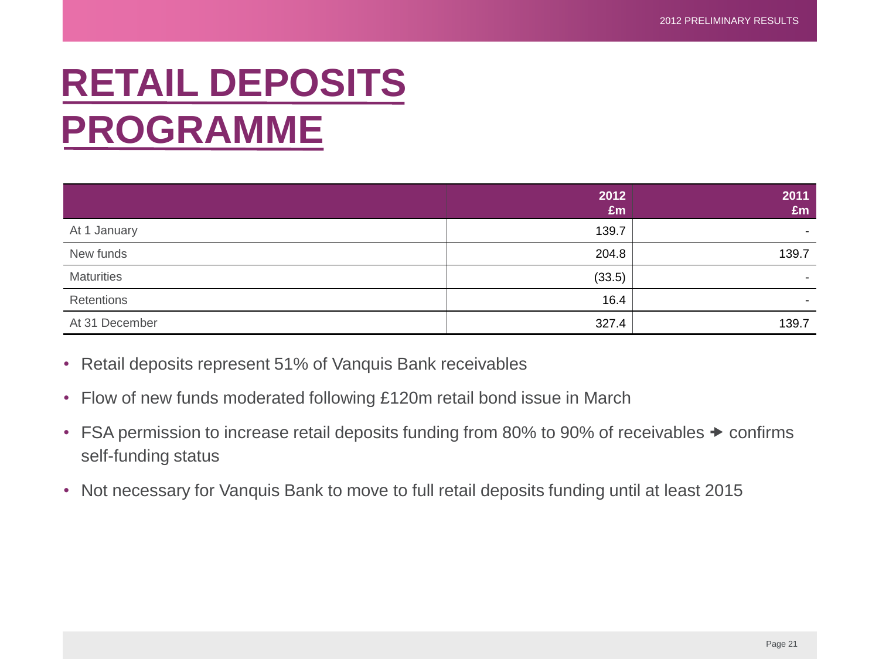# RETAIL DEPOSITS PROGRAMME

| | 2012 £m | 2011 £m |
|---|---|---|
| At 1 January | 139.7 | - |
| New funds | 204.8 | 139.7 |
| Maturities | (33.5) | - |
| Retentions | 16.4 | - |
| At 31 December | 327.4 | 139.7 |

- Retail deposits represent 51% of Vanquis Bank receivables
- Flow of new funds moderated following £120m retail bond issue in March
- FSA permission to increase retail deposits funding from 80% to 90% of receivables ➔ confirms self-funding status
- Not necessary for Vanquis Bank to move to full retail deposits funding until at least 2015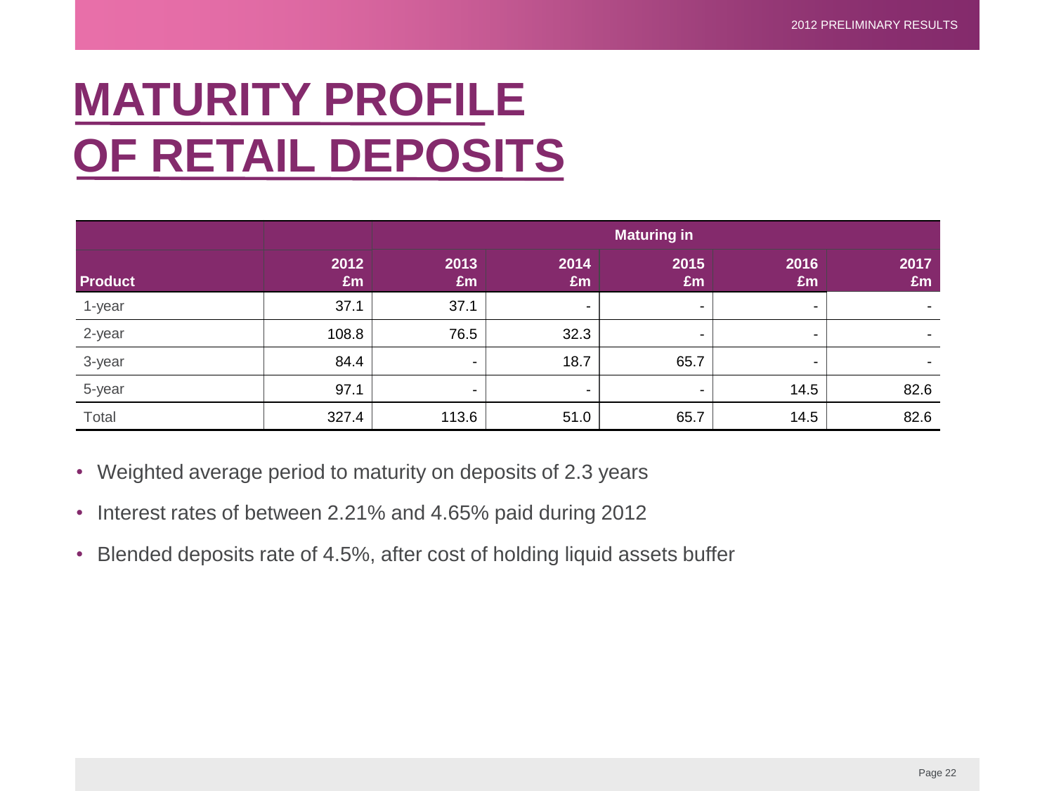# MATURITY PROFILE OF RETAIL DEPOSITS

| | | Maturing in | | | | |
|---|---|---|---|---|---|---|
| **Product** | **2012 £m** | **2013 £m** | **2014 £m** | **2015 £m** | **2016 £m** | **2017 £m** |
| 1-year | 37.1 | 37.1 | - | - | - | - |
| 2-year | 108.8 | 76.5 | 32.3 | - | - | - |
| 3-year | 84.4 | - | 18.7 | 65.7 | - | - |
| 5-year | 97.1 | - | - | - | 14.5 | 82.6 |
| Total | 327.4 | 113.6 | 51.0 | 65.7 | 14.5 | 82.6 |

- Weighted average period to maturity on deposits of 2.3 years
- Interest rates of between 2.21% and 4.65% paid during 2012
- Blended deposits rate of 4.5%, after cost of holding liquid assets buffer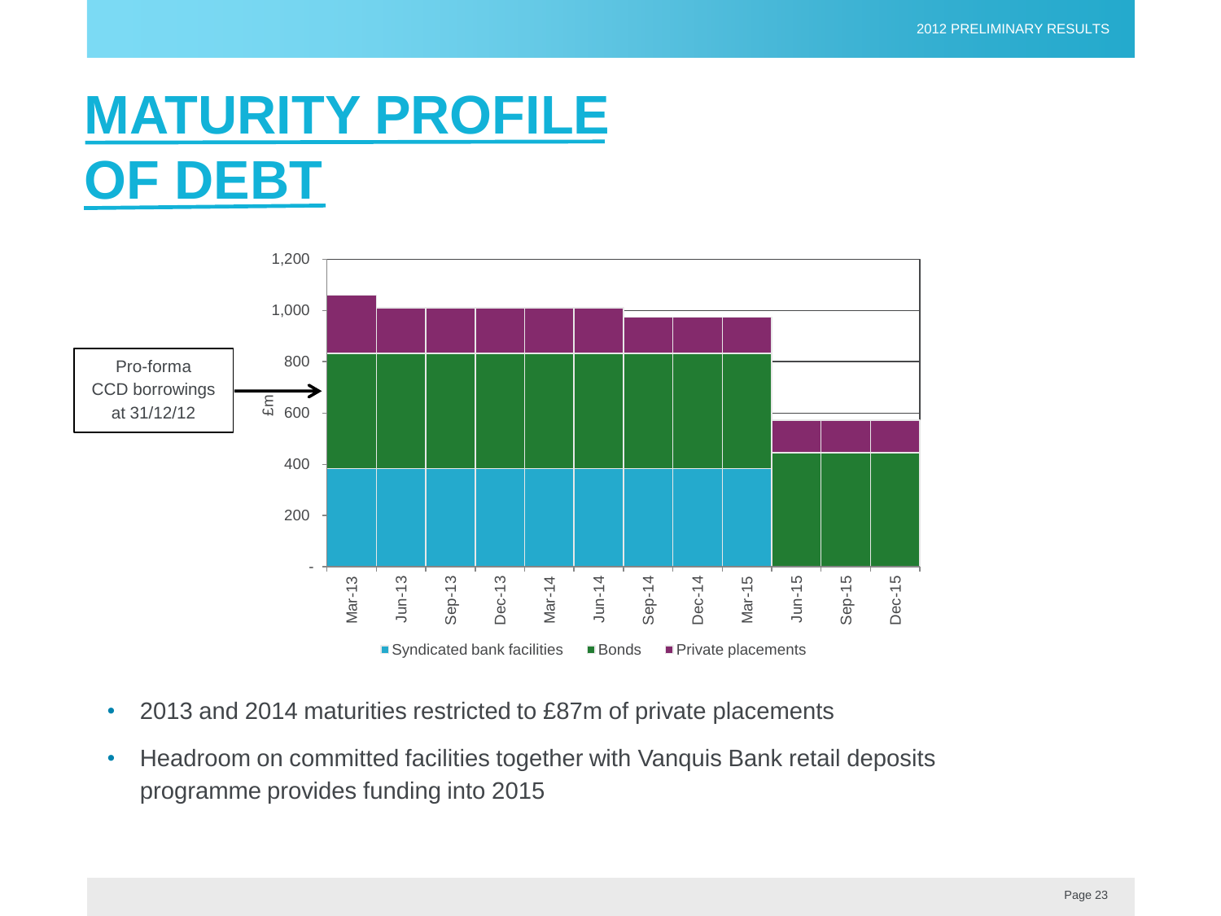# MATURITY PROFILE OF DEBT

Pro-forma CCD borrowings at 31/12/12

£m

Syndicated bank facilities | Bonds | Private placements

- 2013 and 2014 maturities restricted to £87m of private placements
- Headroom on committed facilities together with Vanquis Bank retail deposits programme provides funding into 2015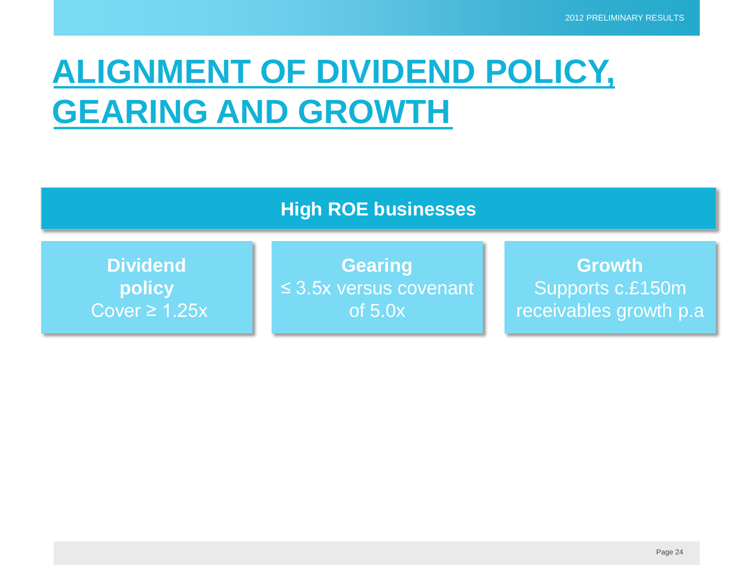# ALIGNMENT OF DIVIDEND POLICY, GEARING AND GROWTH

**High ROE businesses**

**Dividend policy**
Cover ≥ 1.25x

**Gearing**
≤ 3.5x versus covenant of 5.0x

**Growth**
Supports c.£150m receivables growth p.a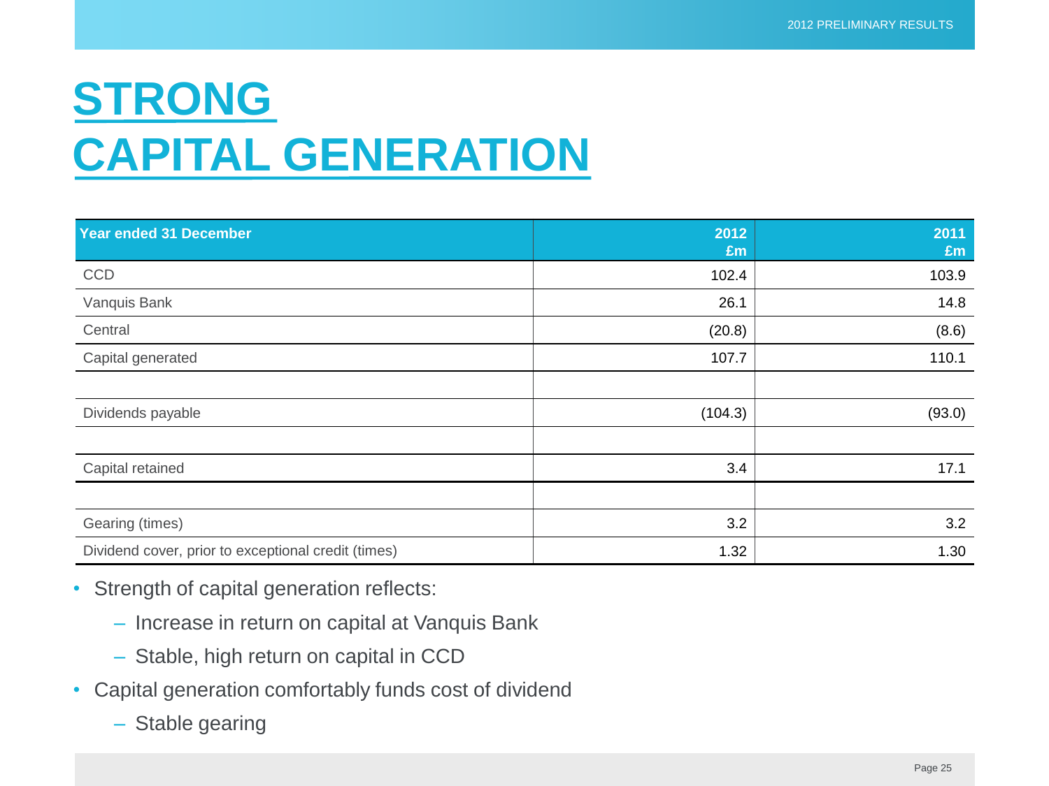# STRONG CAPITAL GENERATION

| Year ended 31 December | 2012 £m | 2011 £m |
|---|---|---|
| CCD | 102.4 | 103.9 |
| Vanquis Bank | 26.1 | 14.8 |
| Central | (20.8) | (8.6) |
| Capital generated | 107.7 | 110.1 |
| | | |
| Dividends payable | (104.3) | (93.0) |
| | | |
| Capital retained | 3.4 | 17.1 |
| | | |
| Gearing (times) | 3.2 | 3.2 |
| Dividend cover, prior to exceptional credit (times) | 1.32 | 1.30 |

- Strength of capital generation reflects:
  - Increase in return on capital at Vanquis Bank
  - Stable, high return on capital in CCD
- Capital generation comfortably funds cost of dividend
  - Stable gearing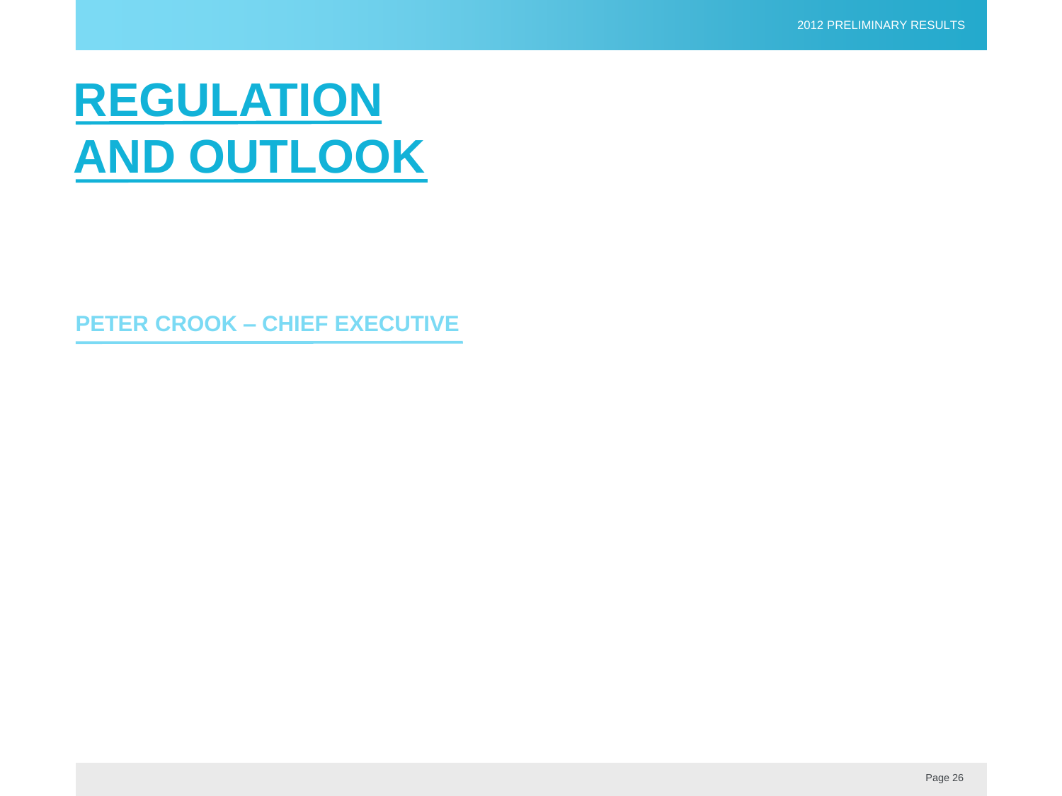# REGULATION AND OUTLOOK

**PETER CROOK – CHIEF EXECUTIVE**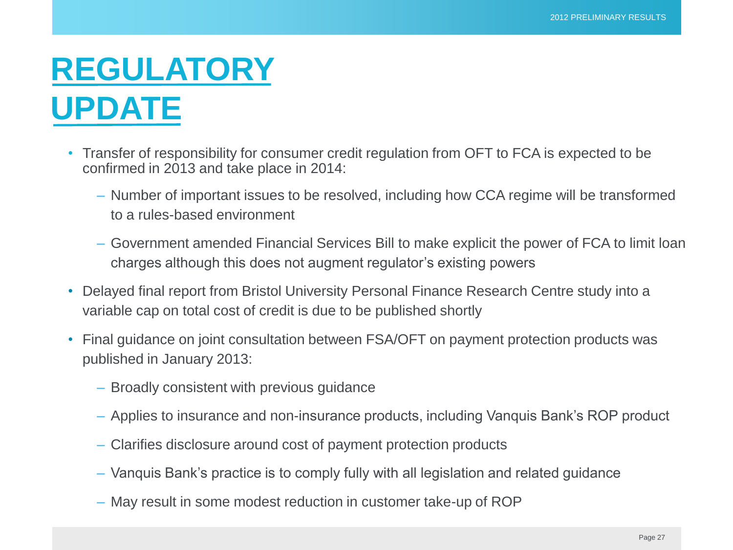# REGULATORY UPDATE

- Transfer of responsibility for consumer credit regulation from OFT to FCA is expected to be confirmed in 2013 and take place in 2014:
  - Number of important issues to be resolved, including how CCA regime will be transformed to a rules-based environment
  - Government amended Financial Services Bill to make explicit the power of FCA to limit loan charges although this does not augment regulator's existing powers
- Delayed final report from Bristol University Personal Finance Research Centre study into a variable cap on total cost of credit is due to be published shortly
- Final guidance on joint consultation between FSA/OFT on payment protection products was published in January 2013:
  - Broadly consistent with previous guidance
  - Applies to insurance and non-insurance products, including Vanquis Bank's ROP product
  - Clarifies disclosure around cost of payment protection products
  - Vanquis Bank's practice is to comply fully with all legislation and related guidance
  - May result in some modest reduction in customer take-up of ROP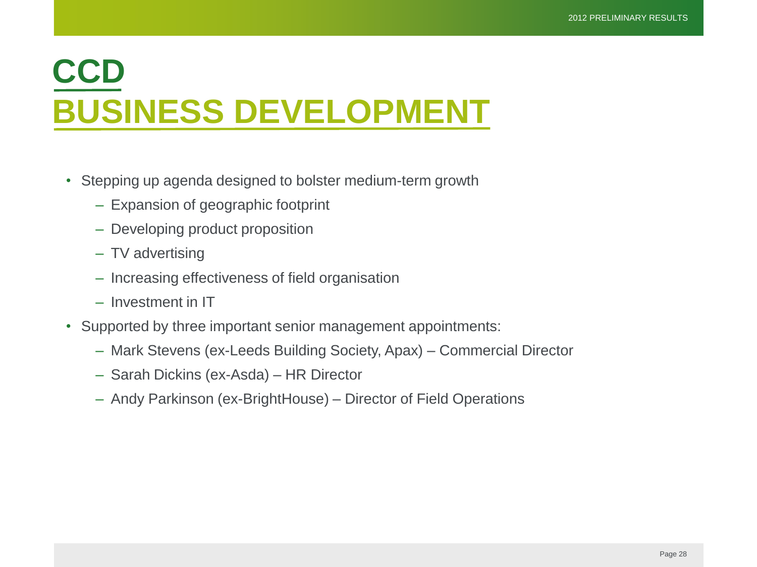# CCD

## BUSINESS DEVELOPMENT

- Stepping up agenda designed to bolster medium-term growth
  - Expansion of geographic footprint
  - Developing product proposition
  - TV advertising
  - Increasing effectiveness of field organisation
  - Investment in IT
- Supported by three important senior management appointments:
  - Mark Stevens (ex-Leeds Building Society, Apax) – Commercial Director
  - Sarah Dickins (ex-Asda) – HR Director
  - Andy Parkinson (ex-BrightHouse) – Director of Field Operations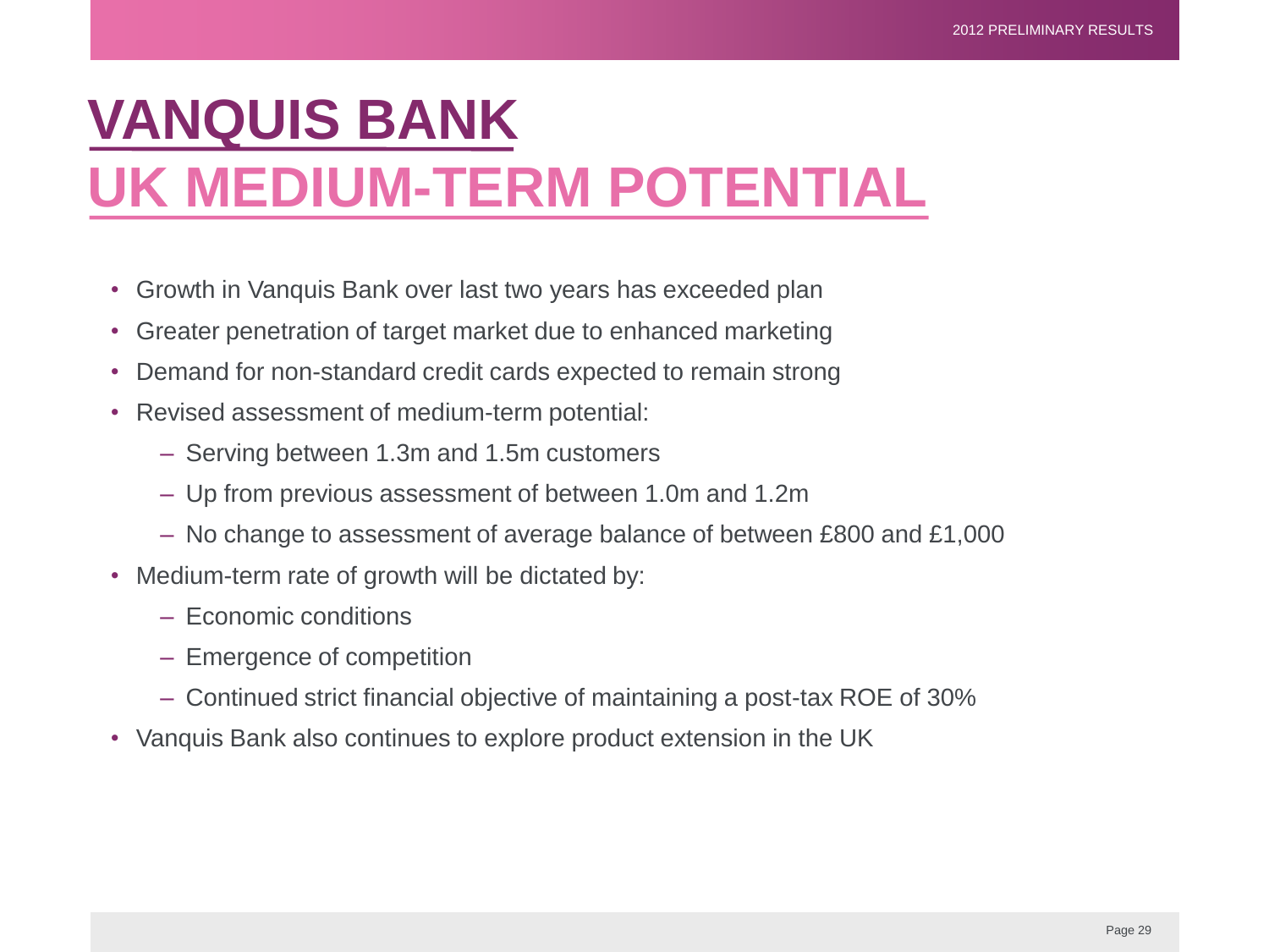# VANQUIS BANK

## UK MEDIUM-TERM POTENTIAL

- Growth in Vanquis Bank over last two years has exceeded plan
- Greater penetration of target market due to enhanced marketing
- Demand for non-standard credit cards expected to remain strong
- Revised assessment of medium-term potential:
  - Serving between 1.3m and 1.5m customers
  - Up from previous assessment of between 1.0m and 1.2m
  - No change to assessment of average balance of between £800 and £1,000
- Medium-term rate of growth will be dictated by:
  - Economic conditions
  - Emergence of competition
  - Continued strict financial objective of maintaining a post-tax ROE of 30%
- Vanquis Bank also continues to explore product extension in the UK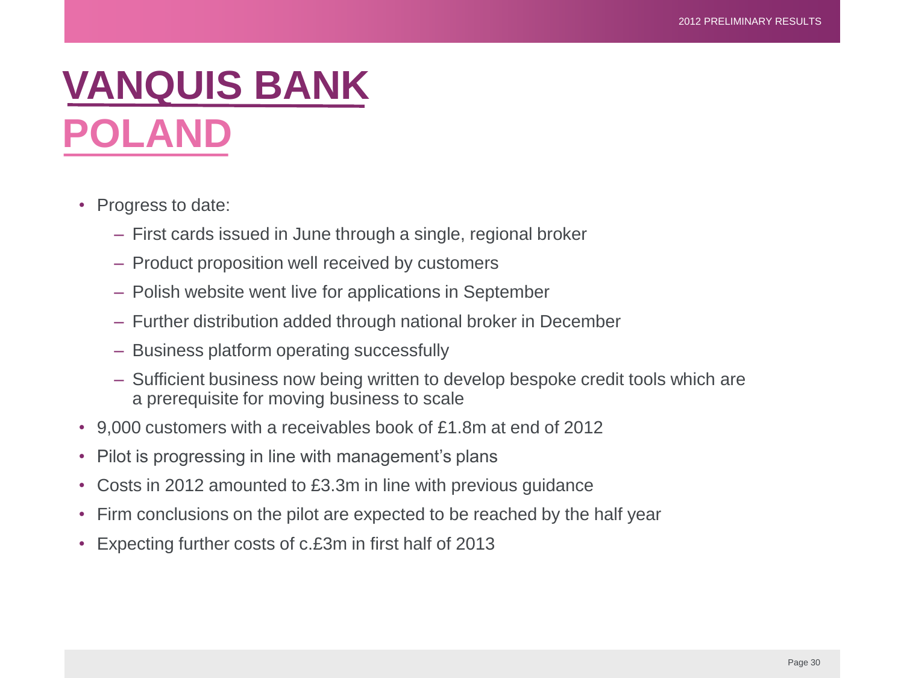# VANQUIS BANK

## POLAND

- Progress to date:
  - First cards issued in June through a single, regional broker
  - Product proposition well received by customers
  - Polish website went live for applications in September
  - Further distribution added through national broker in December
  - Business platform operating successfully
  - Sufficient business now being written to develop bespoke credit tools which are a prerequisite for moving business to scale
- 9,000 customers with a receivables book of £1.8m at end of 2012
- Pilot is progressing in line with management's plans
- Costs in 2012 amounted to £3.3m in line with previous guidance
- Firm conclusions on the pilot are expected to be reached by the half year
- Expecting further costs of c.£3m in first half of 2013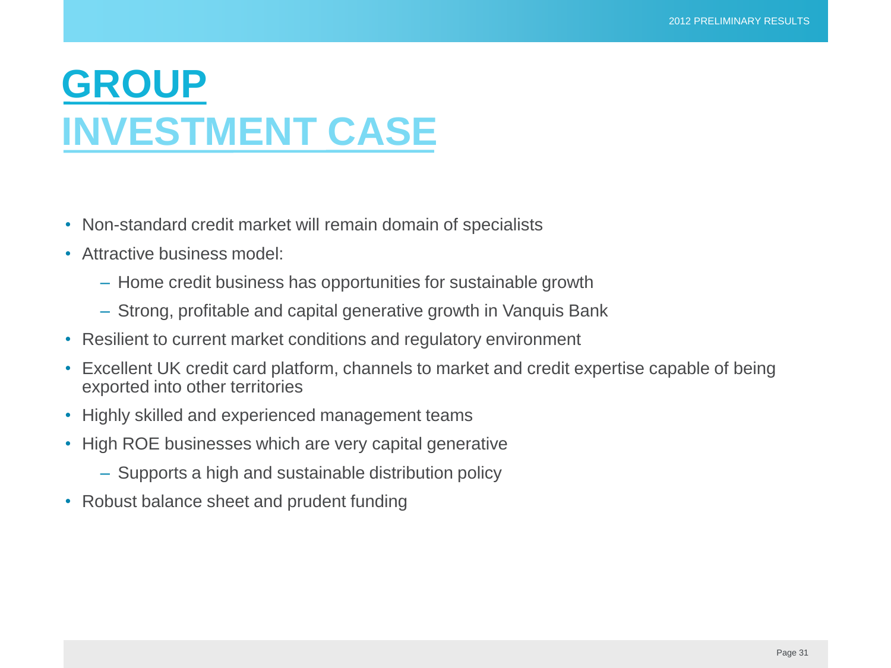# GROUP INVESTMENT CASE

- Non-standard credit market will remain domain of specialists
- Attractive business model:
  - Home credit business has opportunities for sustainable growth
  - Strong, profitable and capital generative growth in Vanquis Bank
- Resilient to current market conditions and regulatory environment
- Excellent UK credit card platform, channels to market and credit expertise capable of being exported into other territories
- Highly skilled and experienced management teams
- High ROE businesses which are very capital generative
  - Supports a high and sustainable distribution policy
- Robust balance sheet and prudent funding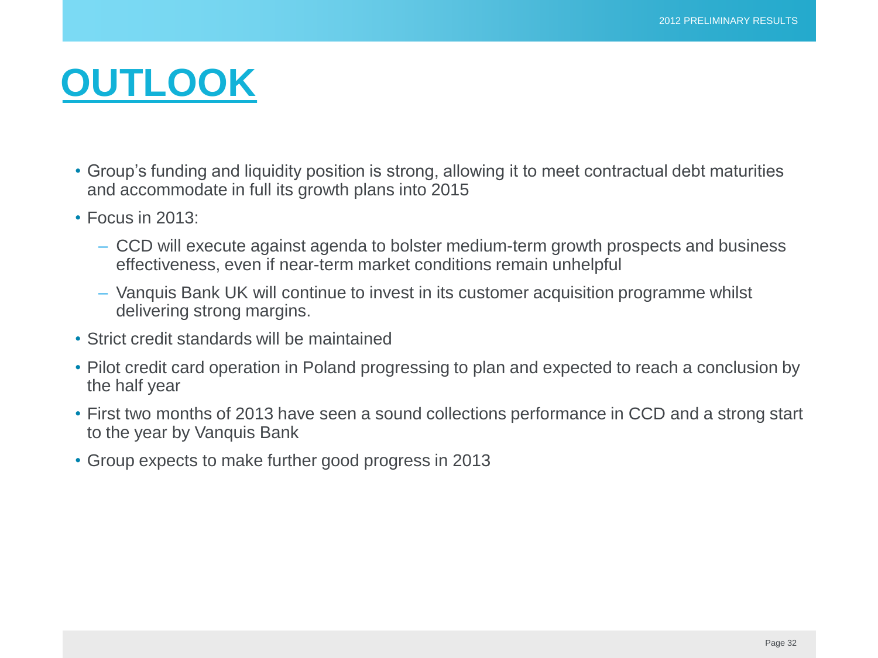# OUTLOOK

- Group's funding and liquidity position is strong, allowing it to meet contractual debt maturities and accommodate in full its growth plans into 2015
- Focus in 2013:
  - CCD will execute against agenda to bolster medium-term growth prospects and business effectiveness, even if near-term market conditions remain unhelpful
  - Vanquis Bank UK will continue to invest in its customer acquisition programme whilst delivering strong margins.
- Strict credit standards will be maintained
- Pilot credit card operation in Poland progressing to plan and expected to reach a conclusion by the half year
- First two months of 2013 have seen a sound collections performance in CCD and a strong start to the year by Vanquis Bank
- Group expects to make further good progress in 2013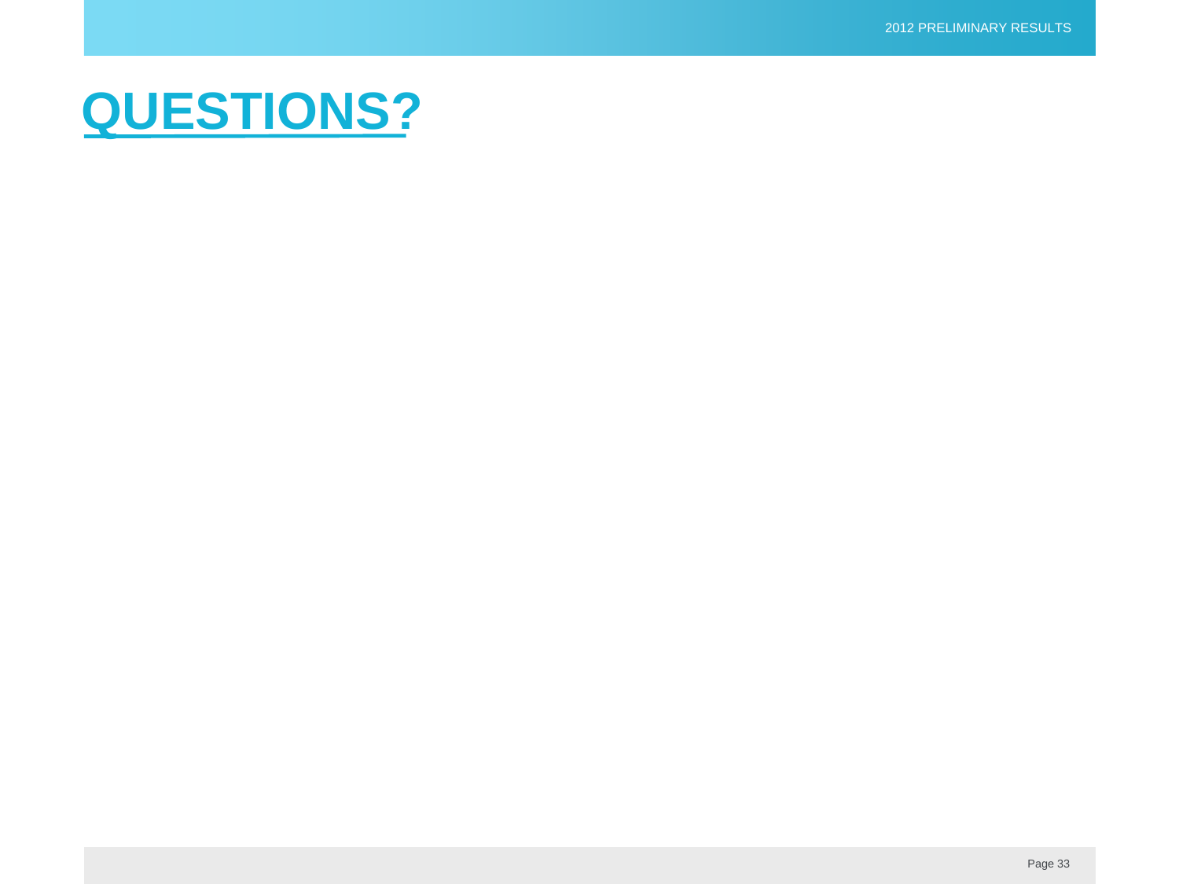# QUESTIONS?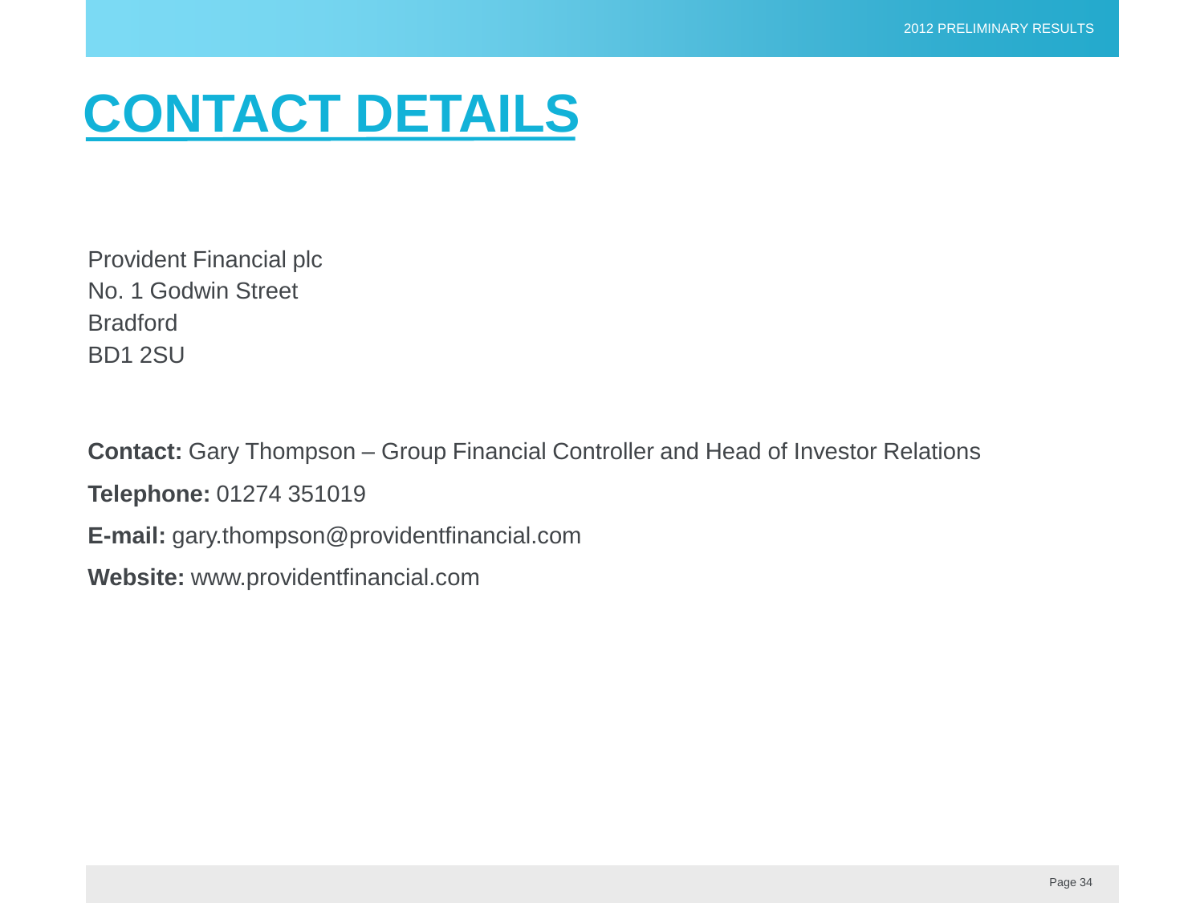# CONTACT DETAILS

Provident Financial plc
No. 1 Godwin Street
Bradford
BD1 2SU

**Contact:** Gary Thompson – Group Financial Controller and Head of Investor Relations

**Telephone:** 01274 351019

**E-mail:** gary.thompson@providentfinancial.com

**Website:** www.providentfinancial.com